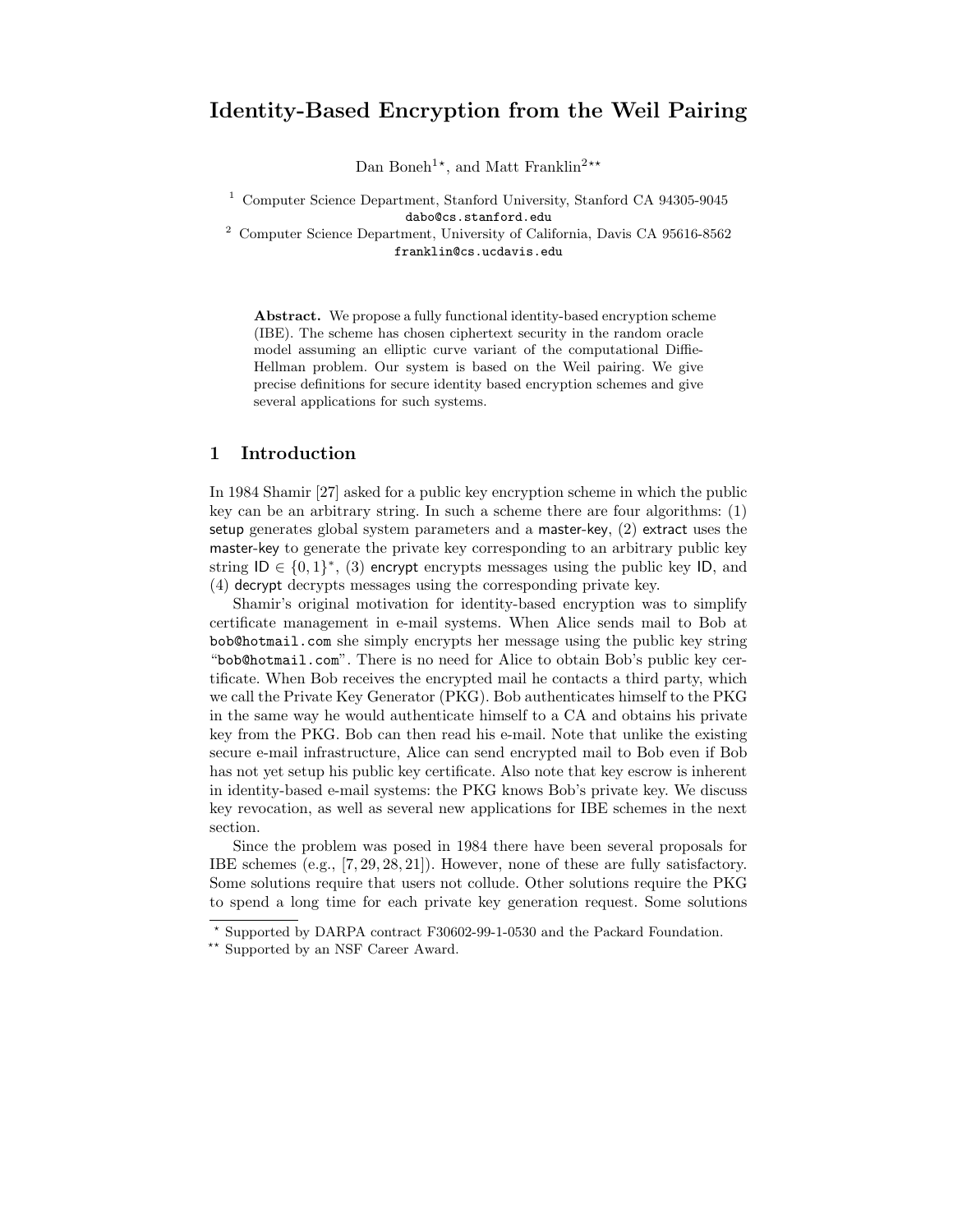# Identity-Based Encryption from the Weil Pairing

Dan Boneh[1*], and Matt Franklin[2**]

[1] Computer Science Department, Stanford University, Stanford CA 94305-9045
dabo@cs.stanford.edu

[2] Computer Science Department, University of California, Davis CA 95616-8562
franklin@cs.ucdavis.edu

**Abstract.** We propose a fully functional identity-based encryption scheme (IBE). The scheme has chosen ciphertext security in the random oracle model assuming an elliptic curve variant of the computational Diffie-Hellman problem. Our system is based on the Weil pairing. We give precise definitions for secure identity based encryption schemes and give several applications for such systems.

## 1 Introduction

In 1984 Shamir [27] asked for a public key encryption scheme in which the public key can be an arbitrary string. In such a scheme there are four algorithms: (1) setup generates global system parameters and a master-key, (2) extract uses the master-key to generate the private key corresponding to an arbitrary public key string $\mathsf{ID} \in \{0,1\}^*$, (3) encrypt encrypts messages using the public key ID, and (4) decrypt decrypts messages using the corresponding private key.

Shamir's original motivation for identity-based encryption was to simplify certificate management in e-mail systems. When Alice sends mail to Bob at bob@hotmail.com she simply encrypts her message using the public key string "bob@hotmail.com". There is no need for Alice to obtain Bob's public key certificate. When Bob receives the encrypted mail he contacts a third party, which we call the Private Key Generator (PKG). Bob authenticates himself to the PKG in the same way he would authenticate himself to a CA and obtains his private key from the PKG. Bob can then read his e-mail. Note that unlike the existing secure e-mail infrastructure, Alice can send encrypted mail to Bob even if Bob has not yet setup his public key certificate. Also note that key escrow is inherent in identity-based e-mail systems: the PKG knows Bob's private key. We discuss key revocation, as well as several new applications for IBE schemes in the next section.

Since the problem was posed in 1984 there have been several proposals for IBE schemes (e.g., [7, 29, 28, 21]). However, none of these are fully satisfactory. Some solutions require that users not collude. Other solutions require the PKG to spend a long time for each private key generation request. Some solutions

---

[*] Supported by DARPA contract F30602-99-1-0530 and the Packard Foundation.

[**] Supported by an NSF Career Award.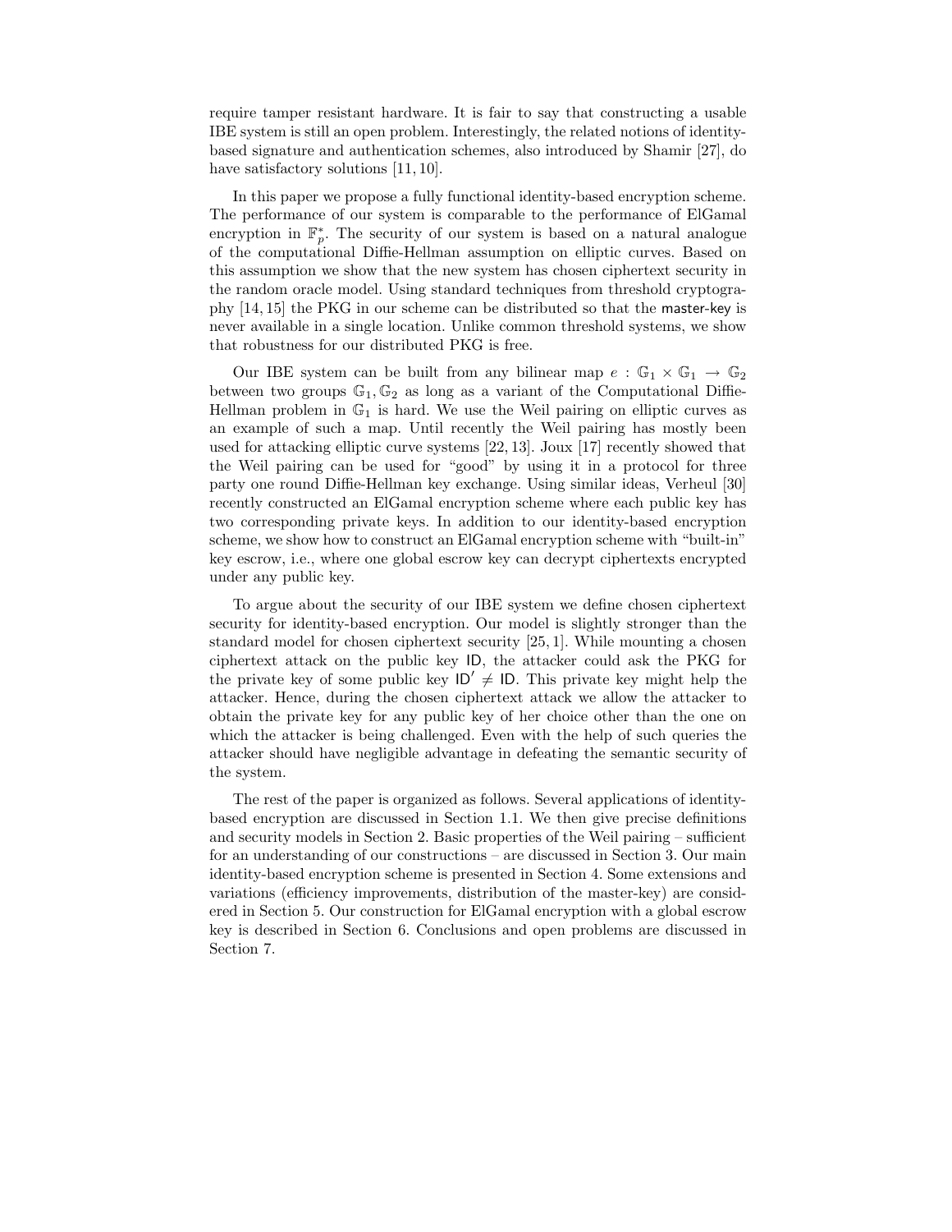require tamper resistant hardware. It is fair to say that constructing a usable IBE system is still an open problem. Interestingly, the related notions of identity-based signature and authentication schemes, also introduced by Shamir [27], do have satisfactory solutions [11, 10].

In this paper we propose a fully functional identity-based encryption scheme. The performance of our system is comparable to the performance of ElGamal encryption in $\mathbb{F}_p^*$. The security of our system is based on a natural analogue of the computational Diffie-Hellman assumption on elliptic curves. Based on this assumption we show that the new system has chosen ciphertext security in the random oracle model. Using standard techniques from threshold cryptography [14, 15] the PKG in our scheme can be distributed so that the master-key is never available in a single location. Unlike common threshold systems, we show that robustness for our distributed PKG is free.

Our IBE system can be built from any bilinear map $e : \mathbb{G}_1 \times \mathbb{G}_1 \to \mathbb{G}_2$ between two groups $\mathbb{G}_1, \mathbb{G}_2$ as long as a variant of the Computational Diffie-Hellman problem in $\mathbb{G}_1$ is hard. We use the Weil pairing on elliptic curves as an example of such a map. Until recently the Weil pairing has mostly been used for attacking elliptic curve systems [22, 13]. Joux [17] recently showed that the Weil pairing can be used for "good" by using it in a protocol for three party one round Diffie-Hellman key exchange. Using similar ideas, Verheul [30] recently constructed an ElGamal encryption scheme where each public key has two corresponding private keys. In addition to our identity-based encryption scheme, we show how to construct an ElGamal encryption scheme with "built-in" key escrow, i.e., where one global escrow key can decrypt ciphertexts encrypted under any public key.

To argue about the security of our IBE system we define chosen ciphertext security for identity-based encryption. Our model is slightly stronger than the standard model for chosen ciphertext security [25, 1]. While mounting a chosen ciphertext attack on the public key ID, the attacker could ask the PKG for the private key of some public key $\mathsf{ID}' \neq \mathsf{ID}$. This private key might help the attacker. Hence, during the chosen ciphertext attack we allow the attacker to obtain the private key for any public key of her choice other than the one on which the attacker is being challenged. Even with the help of such queries the attacker should have negligible advantage in defeating the semantic security of the system.

The rest of the paper is organized as follows. Several applications of identity-based encryption are discussed in Section 1.1. We then give precise definitions and security models in Section 2. Basic properties of the Weil pairing – sufficient for an understanding of our constructions – are discussed in Section 3. Our main identity-based encryption scheme is presented in Section 4. Some extensions and variations (efficiency improvements, distribution of the master-key) are considered in Section 5. Our construction for ElGamal encryption with a global escrow key is described in Section 6. Conclusions and open problems are discussed in Section 7.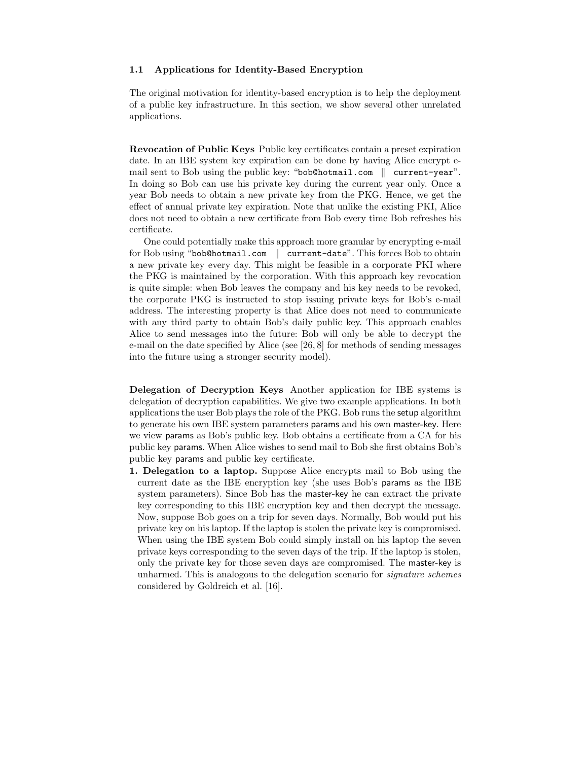### 1.1 Applications for Identity-Based Encryption

The original motivation for identity-based encryption is to help the deployment of a public key infrastructure. In this section, we show several other unrelated applications.

**Revocation of Public Keys** Public key certificates contain a preset expiration date. In an IBE system key expiration can be done by having Alice encrypt e-mail sent to Bob using the public key: "`bob@hotmail.com` $\parallel$ `current-year`". In doing so Bob can use his private key during the current year only. Once a year Bob needs to obtain a new private key from the PKG. Hence, we get the effect of annual private key expiration. Note that unlike the existing PKI, Alice does not need to obtain a new certificate from Bob every time Bob refreshes his certificate.

One could potentially make this approach more granular by encrypting e-mail for Bob using "`bob@hotmail.com` $\parallel$ `current-date`". This forces Bob to obtain a new private key every day. This might be feasible in a corporate PKI where the PKG is maintained by the corporation. With this approach key revocation is quite simple: when Bob leaves the company and his key needs to be revoked, the corporate PKG is instructed to stop issuing private keys for Bob's e-mail address. The interesting property is that Alice does not need to communicate with any third party to obtain Bob's daily public key. This approach enables Alice to send messages into the future: Bob will only be able to decrypt the e-mail on the date specified by Alice (see [26, 8] for methods of sending messages into the future using a stronger security model).

**Delegation of Decryption Keys** Another application for IBE systems is delegation of decryption capabilities. We give two example applications. In both applications the user Bob plays the role of the PKG. Bob runs the setup algorithm to generate his own IBE system parameters params and his own master-key. Here we view params as Bob's public key. Bob obtains a certificate from a CA for his public key params. When Alice wishes to send mail to Bob she first obtains Bob's public key params and public key certificate.

1. **Delegation to a laptop.** Suppose Alice encrypts mail to Bob using the current date as the IBE encryption key (she uses Bob's params as the IBE system parameters). Since Bob has the master-key he can extract the private key corresponding to this IBE encryption key and then decrypt the message. Now, suppose Bob goes on a trip for seven days. Normally, Bob would put his private key on his laptop. If the laptop is stolen the private key is compromised. When using the IBE system Bob could simply install on his laptop the seven private keys corresponding to the seven days of the trip. If the laptop is stolen, only the private key for those seven days are compromised. The master-key is unharmed. This is analogous to the delegation scenario for *signature schemes* considered by Goldreich et al. [16].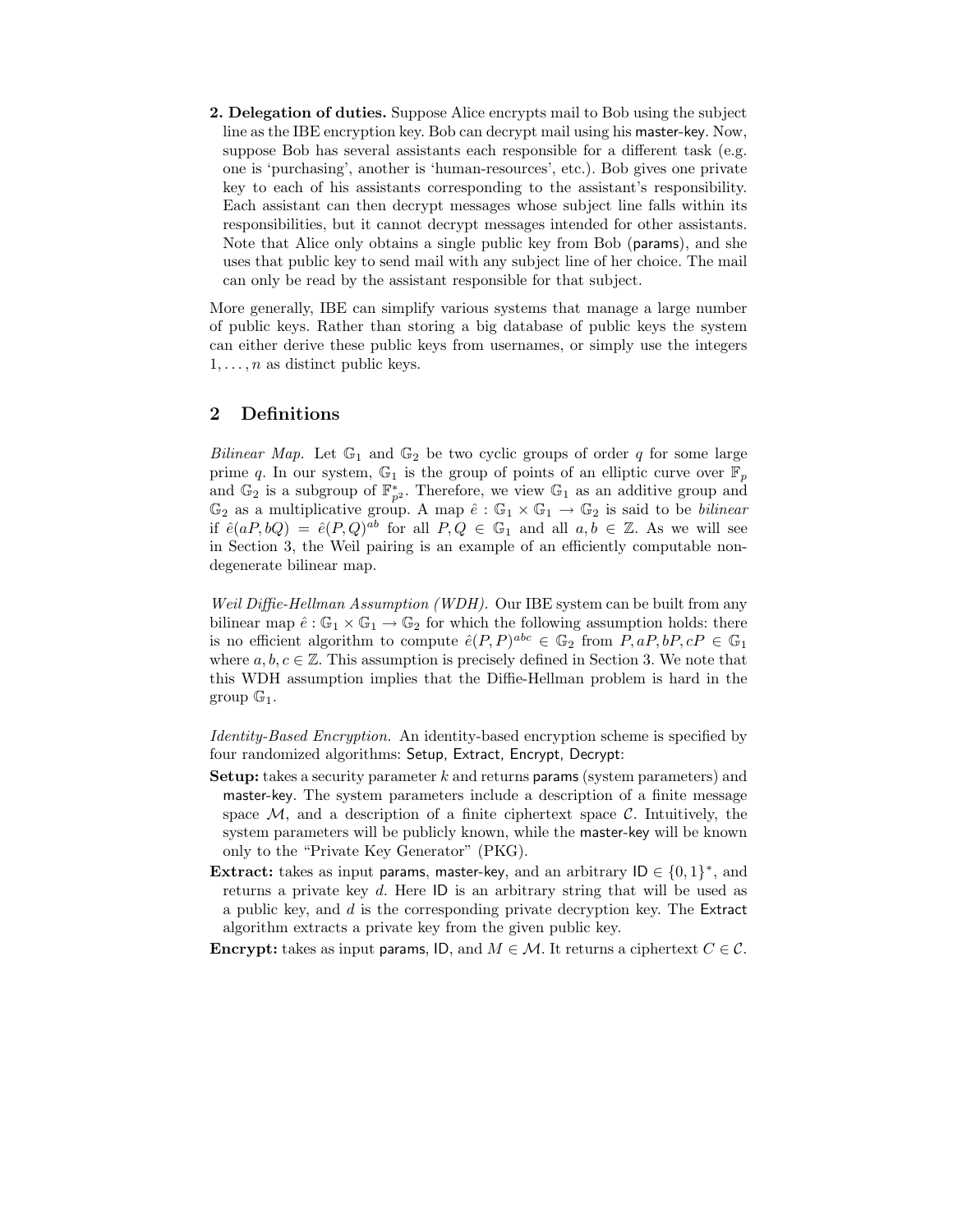**2. Delegation of duties.** Suppose Alice encrypts mail to Bob using the subject line as the IBE encryption key. Bob can decrypt mail using his master-key. Now, suppose Bob has several assistants each responsible for a different task (e.g. one is 'purchasing', another is 'human-resources', etc.). Bob gives one private key to each of his assistants corresponding to the assistant's responsibility. Each assistant can then decrypt messages whose subject line falls within its responsibilities, but it cannot decrypt messages intended for other assistants. Note that Alice only obtains a single public key from Bob (params), and she uses that public key to send mail with any subject line of her choice. The mail can only be read by the assistant responsible for that subject.

More generally, IBE can simplify various systems that manage a large number of public keys. Rather than storing a big database of public keys the system can either derive these public keys from usernames, or simply use the integers $1, \ldots, n$ as distinct public keys.

## 2 Definitions

*Bilinear Map.* Let $\mathbb{G}_1$ and $\mathbb{G}_2$ be two cyclic groups of order $q$ for some large prime $q$. In our system, $\mathbb{G}_1$ is the group of points of an elliptic curve over $\mathbb{F}_p$ and $\mathbb{G}_2$ is a subgroup of $\mathbb{F}_{p^2}^*$. Therefore, we view $\mathbb{G}_1$ as an additive group and $\mathbb{G}_2$ as a multiplicative group. A map $\hat{e} : \mathbb{G}_1 \times \mathbb{G}_1 \to \mathbb{G}_2$ is said to be *bilinear* if $\hat{e}(aP, bQ) = \hat{e}(P, Q)^{ab}$ for all $P, Q \in \mathbb{G}_1$ and all $a, b \in \mathbb{Z}$. As we will see in Section 3, the Weil pairing is an example of an efficiently computable non-degenerate bilinear map.

*Weil Diffie-Hellman Assumption (WDH).* Our IBE system can be built from any bilinear map $\hat{e} : \mathbb{G}_1 \times \mathbb{G}_1 \to \mathbb{G}_2$ for which the following assumption holds: there is no efficient algorithm to compute $\hat{e}(P, P)^{abc} \in \mathbb{G}_2$ from $P, aP, bP, cP \in \mathbb{G}_1$ where $a, b, c \in \mathbb{Z}$. This assumption is precisely defined in Section 3. We note that this WDH assumption implies that the Diffie-Hellman problem is hard in the group $\mathbb{G}_1$.

*Identity-Based Encryption.* An identity-based encryption scheme is specified by four randomized algorithms: Setup, Extract, Encrypt, Decrypt:

**Setup:** takes a security parameter $k$ and returns params (system parameters) and master-key. The system parameters include a description of a finite message space $\mathcal{M}$, and a description of a finite ciphertext space $\mathcal{C}$. Intuitively, the system parameters will be publicly known, while the master-key will be known only to the "Private Key Generator" (PKG).

**Extract:** takes as input params, master-key, and an arbitrary $\mathsf{ID} \in \{0, 1\}^*$, and returns a private key $d$. Here ID is an arbitrary string that will be used as a public key, and $d$ is the corresponding private decryption key. The Extract algorithm extracts a private key from the given public key.

**Encrypt:** takes as input params, ID, and $M \in \mathcal{M}$. It returns a ciphertext $C \in \mathcal{C}$.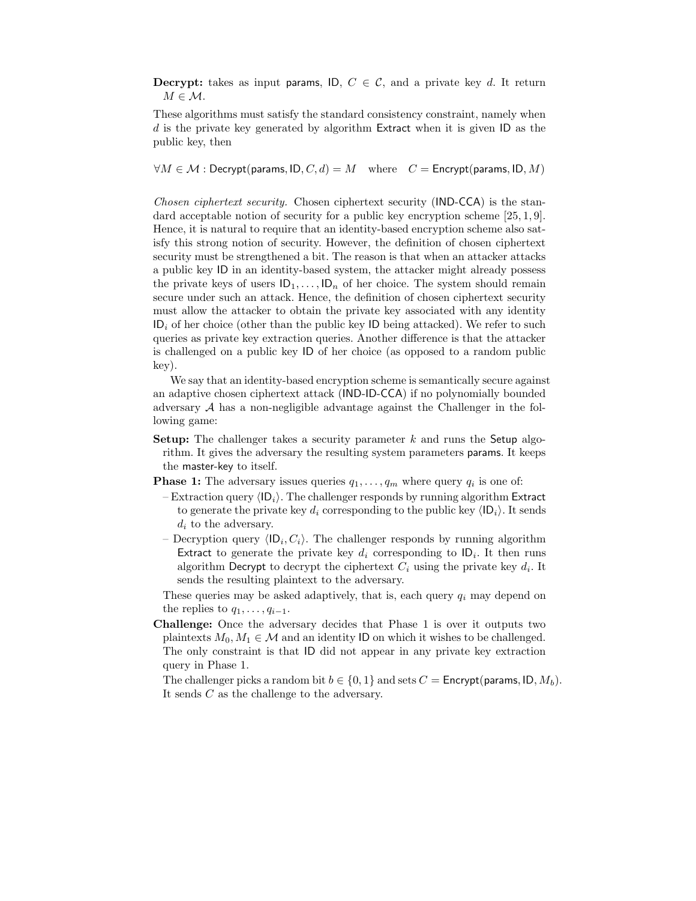**Decrypt:** takes as input params, ID, $C \in \mathcal{C}$, and a private key $d$. It return $M \in \mathcal{M}$.

These algorithms must satisfy the standard consistency constraint, namely when $d$ is the private key generated by algorithm Extract when it is given ID as the public key, then

$$\forall M \in \mathcal{M} : \mathsf{Decrypt}(\mathsf{params}, \mathsf{ID}, C, d) = M \quad \text{where} \quad C = \mathsf{Encrypt}(\mathsf{params}, \mathsf{ID}, M)$$

*Chosen ciphertext security.* Chosen ciphertext security (IND-CCA) is the standard acceptable notion of security for a public key encryption scheme [25, 1, 9]. Hence, it is natural to require that an identity-based encryption scheme also satisfy this strong notion of security. However, the definition of chosen ciphertext security must be strengthened a bit. The reason is that when an attacker attacks a public key ID in an identity-based system, the attacker might already possess the private keys of users $\mathsf{ID}_1, \ldots, \mathsf{ID}_n$ of her choice. The system should remain secure under such an attack. Hence, the definition of chosen ciphertext security must allow the attacker to obtain the private key associated with any identity $\mathsf{ID}_i$ of her choice (other than the public key ID being attacked). We refer to such queries as private key extraction queries. Another difference is that the attacker is challenged on a public key ID of her choice (as opposed to a random public key).

We say that an identity-based encryption scheme is semantically secure against an adaptive chosen ciphertext attack (IND-ID-CCA) if no polynomially bounded adversary $\mathcal{A}$ has a non-negligible advantage against the Challenger in the following game:

**Setup:** The challenger takes a security parameter $k$ and runs the Setup algorithm. It gives the adversary the resulting system parameters params. It keeps the master-key to itself.

**Phase 1:** The adversary issues queries $q_1, \ldots, q_m$ where query $q_i$ is one of:

- Extraction query $\langle \mathsf{ID}_i \rangle$. The challenger responds by running algorithm Extract to generate the private key $d_i$ corresponding to the public key $\langle \mathsf{ID}_i \rangle$. It sends $d_i$ to the adversary.
- Decryption query $\langle \mathsf{ID}_i, C_i \rangle$. The challenger responds by running algorithm Extract to generate the private key $d_i$ corresponding to $\mathsf{ID}_i$. It then runs algorithm Decrypt to decrypt the ciphertext $C_i$ using the private key $d_i$. It sends the resulting plaintext to the adversary.

These queries may be asked adaptively, that is, each query $q_i$ may depend on the replies to $q_1, \ldots, q_{i-1}$.

**Challenge:** Once the adversary decides that Phase 1 is over it outputs two plaintexts $M_0, M_1 \in \mathcal{M}$ and an identity ID on which it wishes to be challenged. The only constraint is that ID did not appear in any private key extraction query in Phase 1.

The challenger picks a random bit $b \in \{0, 1\}$ and sets $C = \mathsf{Encrypt}(\mathsf{params}, \mathsf{ID}, M_b)$. It sends $C$ as the challenge to the adversary.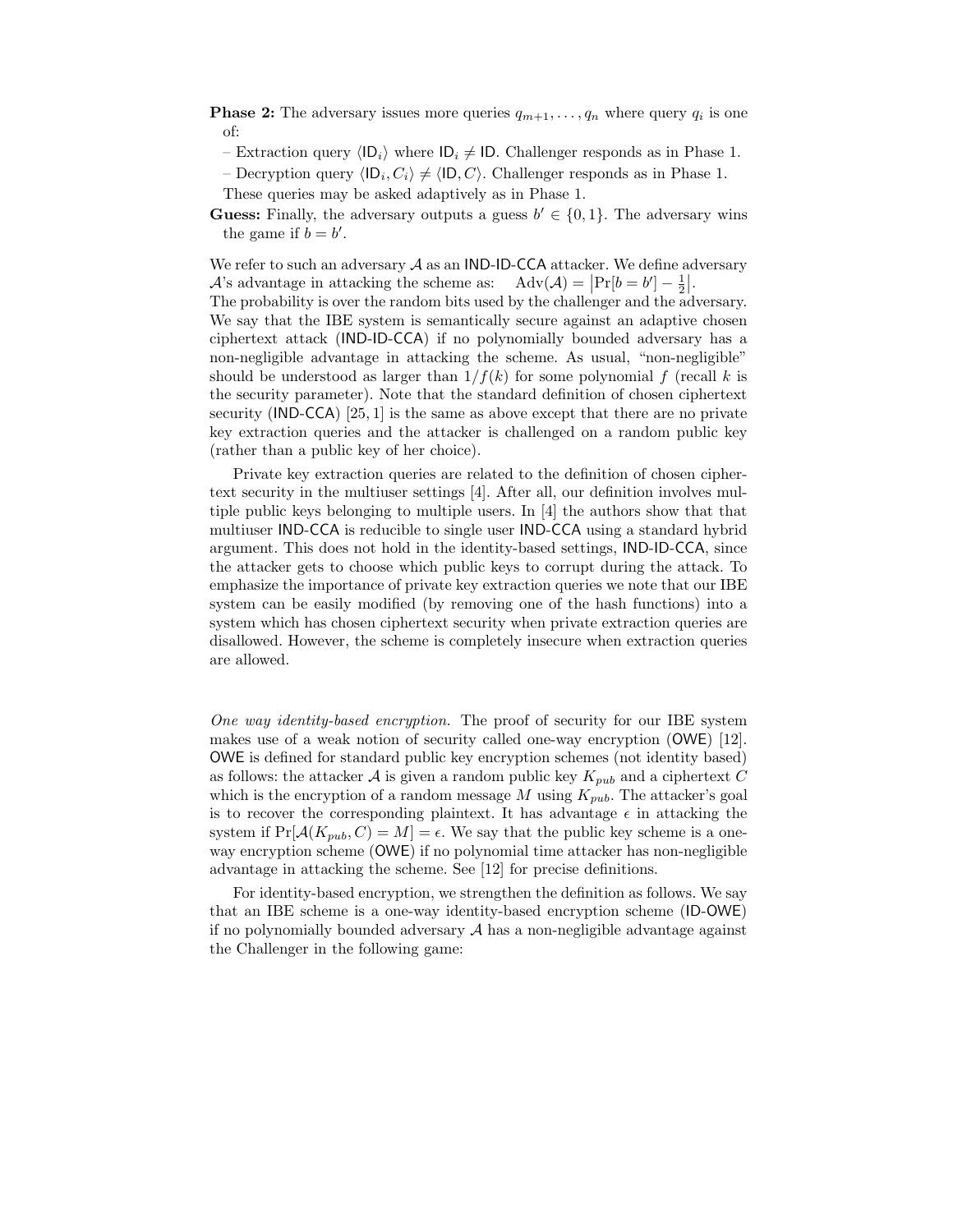**Phase 2:** The adversary issues more queries $q_{m+1}, \ldots, q_n$ where query $q_i$ is one of:

- Extraction query $\langle \mathsf{ID}_i \rangle$ where $\mathsf{ID}_i \neq \mathsf{ID}$. Challenger responds as in Phase 1.
- Decryption query $\langle \mathsf{ID}_i, C_i \rangle \neq \langle \mathsf{ID}, C \rangle$. Challenger responds as in Phase 1.

These queries may be asked adaptively as in Phase 1.

**Guess:** Finally, the adversary outputs a guess $b' \in \{0, 1\}$. The adversary wins the game if $b = b'$.

We refer to such an adversary $\mathcal{A}$ as an IND-ID-CCA attacker. We define adversary $\mathcal{A}$'s advantage in attacking the scheme as: $\text{Adv}(\mathcal{A}) = \left|\Pr[b = b'] - \frac{1}{2}\right|$. The probability is over the random bits used by the challenger and the adversary. We say that the IBE system is semantically secure against an adaptive chosen ciphertext attack (IND-ID-CCA) if no polynomially bounded adversary has a non-negligible advantage in attacking the scheme. As usual, "non-negligible" should be understood as larger than $1/f(k)$ for some polynomial $f$ (recall $k$ is the security parameter). Note that the standard definition of chosen ciphertext security (IND-CCA) [25, 1] is the same as above except that there are no private key extraction queries and the attacker is challenged on a random public key (rather than a public key of her choice).

Private key extraction queries are related to the definition of chosen ciphertext security in the multiuser settings [4]. After all, our definition involves multiple public keys belonging to multiple users. In [4] the authors show that that multiuser IND-CCA is reducible to single user IND-CCA using a standard hybrid argument. This does not hold in the identity-based settings, IND-ID-CCA, since the attacker gets to choose which public keys to corrupt during the attack. To emphasize the importance of private key extraction queries we note that our IBE system can be easily modified (by removing one of the hash functions) into a system which has chosen ciphertext security when private extraction queries are disallowed. However, the scheme is completely insecure when extraction queries are allowed.

*One way identity-based encryption.* The proof of security for our IBE system makes use of a weak notion of security called one-way encryption (OWE) [12]. OWE is defined for standard public key encryption schemes (not identity based) as follows: the attacker $\mathcal{A}$ is given a random public key $K_{pub}$ and a ciphertext $C$ which is the encryption of a random message $M$ using $K_{pub}$. The attacker's goal is to recover the corresponding plaintext. It has advantage $\epsilon$ in attacking the system if $\Pr[\mathcal{A}(K_{pub}, C) = M] = \epsilon$. We say that the public key scheme is a one-way encryption scheme (OWE) if no polynomial time attacker has non-negligible advantage in attacking the scheme. See [12] for precise definitions.

For identity-based encryption, we strengthen the definition as follows. We say that an IBE scheme is a one-way identity-based encryption scheme (ID-OWE) if no polynomially bounded adversary $\mathcal{A}$ has a non-negligible advantage against the Challenger in the following game: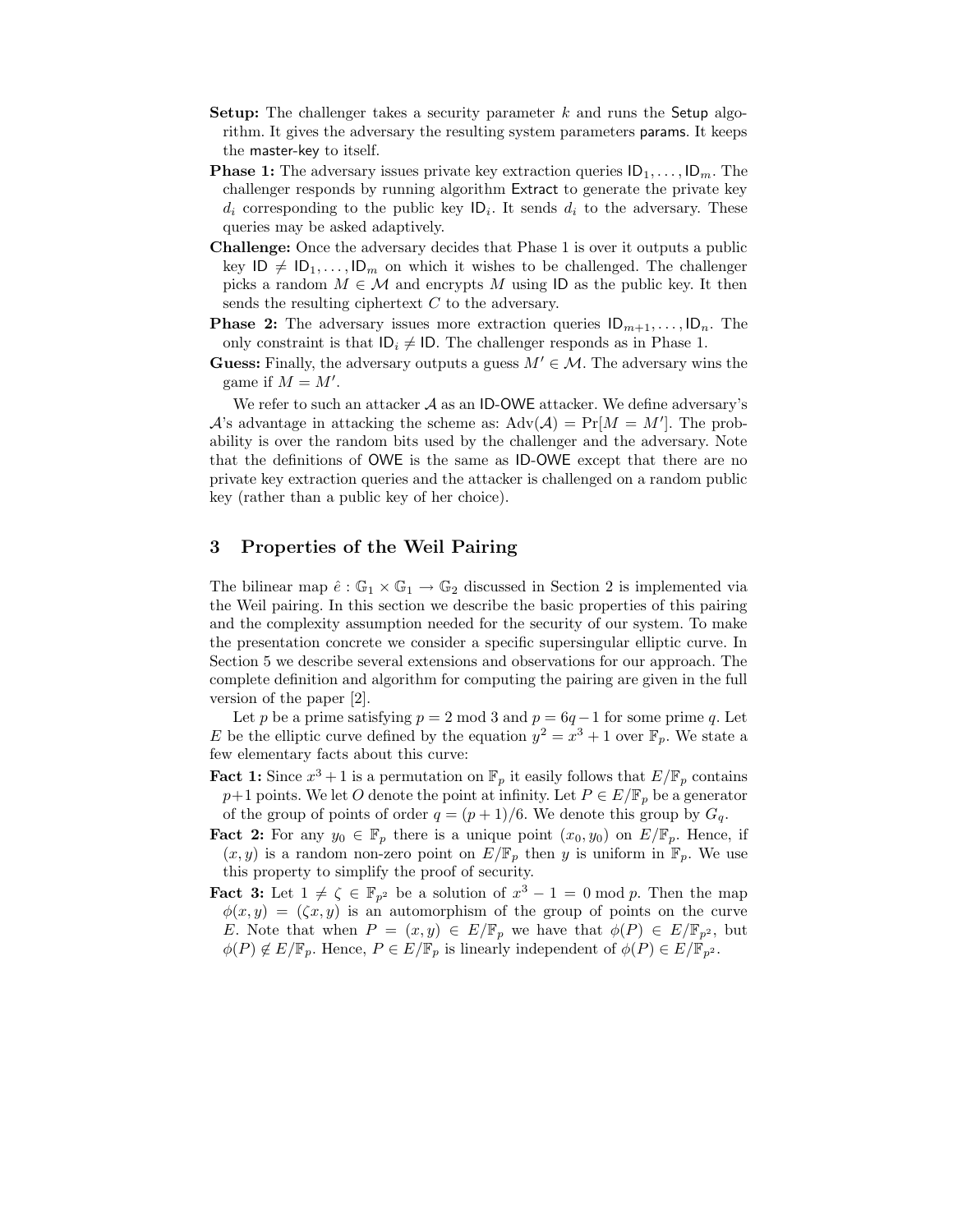**Setup:** The challenger takes a security parameter $k$ and runs the Setup algorithm. It gives the adversary the resulting system parameters params. It keeps the master-key to itself.

**Phase 1:** The adversary issues private key extraction queries $\mathsf{ID}_1, \ldots, \mathsf{ID}_m$. The challenger responds by running algorithm Extract to generate the private key $d_i$ corresponding to the public key $\mathsf{ID}_i$. It sends $d_i$ to the adversary. These queries may be asked adaptively.

**Challenge:** Once the adversary decides that Phase 1 is over it outputs a public key $\mathsf{ID} \neq \mathsf{ID}_1, \ldots, \mathsf{ID}_m$ on which it wishes to be challenged. The challenger picks a random $M \in \mathcal{M}$ and encrypts $M$ using $\mathsf{ID}$ as the public key. It then sends the resulting ciphertext $C$ to the adversary.

**Phase 2:** The adversary issues more extraction queries $\mathsf{ID}_{m+1}, \ldots, \mathsf{ID}_n$. The only constraint is that $\mathsf{ID}_i \neq \mathsf{ID}$. The challenger responds as in Phase 1.

**Guess:** Finally, the adversary outputs a guess $M' \in \mathcal{M}$. The adversary wins the game if $M = M'$.

We refer to such an attacker $\mathcal{A}$ as an ID-OWE attacker. We define adversary's $\mathcal{A}$'s advantage in attacking the scheme as: $\mathrm{Adv}(\mathcal{A}) = \Pr[M = M']$. The probability is over the random bits used by the challenger and the adversary. Note that the definitions of OWE is the same as ID-OWE except that there are no private key extraction queries and the attacker is challenged on a random public key (rather than a public key of her choice).

## 3 Properties of the Weil Pairing

The bilinear map $\hat{e} : \mathbb{G}_1 \times \mathbb{G}_1 \to \mathbb{G}_2$ discussed in Section 2 is implemented via the Weil pairing. In this section we describe the basic properties of this pairing and the complexity assumption needed for the security of our system. To make the presentation concrete we consider a specific supersingular elliptic curve. In Section 5 we describe several extensions and observations for our approach. The complete definition and algorithm for computing the pairing are given in the full version of the paper [2].

Let $p$ be a prime satisfying $p = 2 \bmod 3$ and $p = 6q - 1$ for some prime $q$. Let $E$ be the elliptic curve defined by the equation $y^2 = x^3 + 1$ over $\mathbb{F}_p$. We state a few elementary facts about this curve:

**Fact 1:** Since $x^3 + 1$ is a permutation on $\mathbb{F}_p$ it easily follows that $E/\mathbb{F}_p$ contains $p+1$ points. We let $O$ denote the point at infinity. Let $P \in E/\mathbb{F}_p$ be a generator of the group of points of order $q = (p+1)/6$. We denote this group by $G_q$.

**Fact 2:** For any $y_0 \in \mathbb{F}_p$ there is a unique point $(x_0, y_0)$ on $E/\mathbb{F}_p$. Hence, if $(x, y)$ is a random non-zero point on $E/\mathbb{F}_p$ then $y$ is uniform in $\mathbb{F}_p$. We use this property to simplify the proof of security.

**Fact 3:** Let $1 \neq \zeta \in \mathbb{F}_{p^2}$ be a solution of $x^3 - 1 = 0 \bmod p$. Then the map $\phi(x, y) = (\zeta x, y)$ is an automorphism of the group of points on the curve $E$. Note that when $P = (x, y) \in E/\mathbb{F}_p$ we have that $\phi(P) \in E/\mathbb{F}_{p^2}$, but $\phi(P) \notin E/\mathbb{F}_p$. Hence, $P \in E/\mathbb{F}_p$ is linearly independent of $\phi(P) \in E/\mathbb{F}_{p^2}$.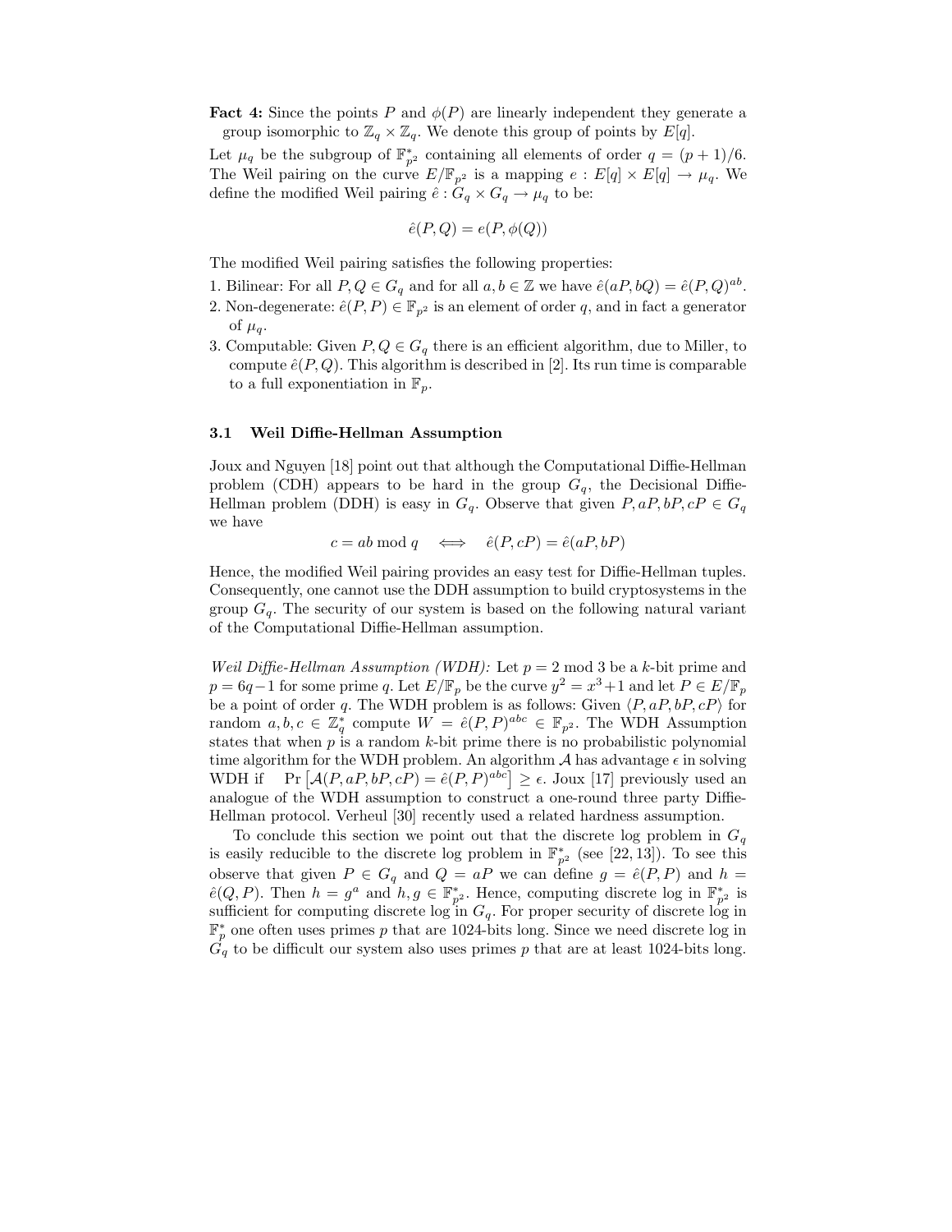**Fact 4:** Since the points $P$ and $\phi(P)$ are linearly independent they generate a group isomorphic to $\mathbb{Z}_q \times \mathbb{Z}_q$. We denote this group of points by $E[q]$.

Let $\mu_q$ be the subgroup of $\mathbb{F}_{p^2}^*$ containing all elements of order $q = (p+1)/6$. The Weil pairing on the curve $E/\mathbb{F}_{p^2}$ is a mapping $e : E[q] \times E[q] \to \mu_q$. We define the modified Weil pairing $\hat{e} : G_q \times G_q \to \mu_q$ to be:

$$\hat{e}(P, Q) = e(P, \phi(Q))$$

The modified Weil pairing satisfies the following properties:

1. Bilinear: For all $P, Q \in G_q$ and for all $a, b \in \mathbb{Z}$ we have $\hat{e}(aP, bQ) = \hat{e}(P, Q)^{ab}$.
2. Non-degenerate: $\hat{e}(P, P) \in \mathbb{F}_{p^2}$ is an element of order $q$, and in fact a generator of $\mu_q$.
3. Computable: Given $P, Q \in G_q$ there is an efficient algorithm, due to Miller, to compute $\hat{e}(P, Q)$. This algorithm is described in [2]. Its run time is comparable to a full exponentiation in $\mathbb{F}_p$.

### 3.1 Weil Diffie-Hellman Assumption

Joux and Nguyen [18] point out that although the Computational Diffie-Hellman problem (CDH) appears to be hard in the group $G_q$, the Decisional Diffie-Hellman problem (DDH) is easy in $G_q$. Observe that given $P, aP, bP, cP \in G_q$ we have

$$c = ab \bmod q \quad \Longleftrightarrow \quad \hat{e}(P, cP) = \hat{e}(aP, bP)$$

Hence, the modified Weil pairing provides an easy test for Diffie-Hellman tuples. Consequently, one cannot use the DDH assumption to build cryptosystems in the group $G_q$. The security of our system is based on the following natural variant of the Computational Diffie-Hellman assumption.

*Weil Diffie-Hellman Assumption (WDH):* Let $p = 2 \bmod 3$ be a $k$-bit prime and $p = 6q - 1$ for some prime $q$. Let $E/\mathbb{F}_p$ be the curve $y^2 = x^3 + 1$ and let $P \in E/\mathbb{F}_p$ be a point of order $q$. The WDH problem is as follows: Given $\langle P, aP, bP, cP \rangle$ for random $a, b, c \in \mathbb{Z}_q^*$ compute $W = \hat{e}(P, P)^{abc} \in \mathbb{F}_{p^2}$. The WDH Assumption states that when $p$ is a random $k$-bit prime there is no probabilistic polynomial time algorithm for the WDH problem. An algorithm $\mathcal{A}$ has advantage $\epsilon$ in solving WDH if $\Pr\left[\mathcal{A}(P, aP, bP, cP) = \hat{e}(P, P)^{abc}\right] \geq \epsilon$. Joux [17] previously used an analogue of the WDH assumption to construct a one-round three party Diffie-Hellman protocol. Verheul [30] recently used a related hardness assumption.

To conclude this section we point out that the discrete log problem in $G_q$ is easily reducible to the discrete log problem in $\mathbb{F}_{p^2}^*$ (see [22, 13]). To see this observe that given $P \in G_q$ and $Q = aP$ we can define $g = \hat{e}(P, P)$ and $h = \hat{e}(Q, P)$. Then $h = g^a$ and $h, g \in \mathbb{F}_{p^2}^*$. Hence, computing discrete log in $\mathbb{F}_{p^2}^*$ is sufficient for computing discrete log in $G_q$. For proper security of discrete log in $\mathbb{F}_p^*$ one often uses primes $p$ that are 1024-bits long. Since we need discrete log in $G_q$ to be difficult our system also uses primes $p$ that are at least 1024-bits long.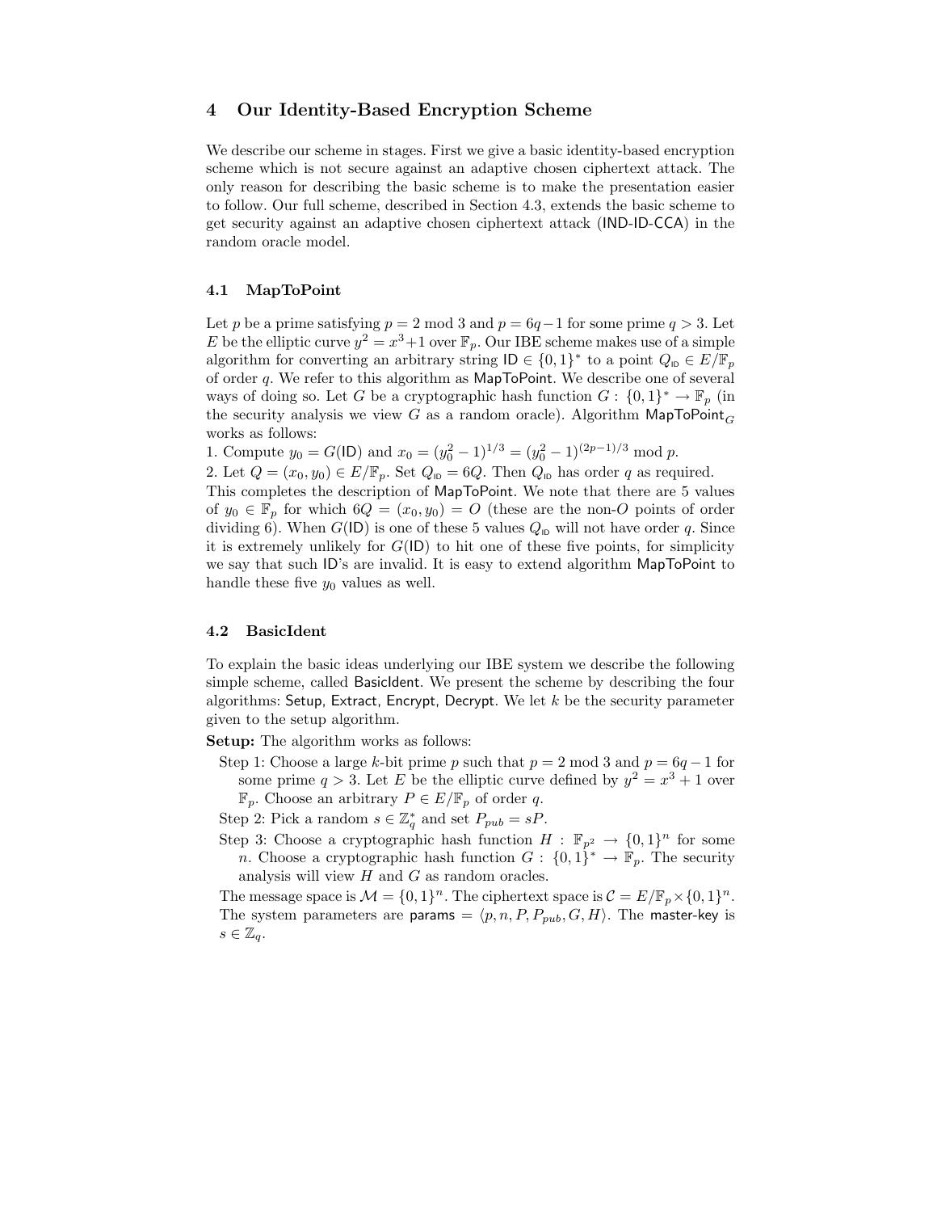## 4 Our Identity-Based Encryption Scheme

We describe our scheme in stages. First we give a basic identity-based encryption scheme which is not secure against an adaptive chosen ciphertext attack. The only reason for describing the basic scheme is to make the presentation easier to follow. Our full scheme, described in Section 4.3, extends the basic scheme to get security against an adaptive chosen ciphertext attack (IND-ID-CCA) in the random oracle model.

### 4.1 MapToPoint

Let $p$ be a prime satisfying $p = 2 \bmod 3$ and $p = 6q - 1$ for some prime $q > 3$. Let $E$ be the elliptic curve $y^2 = x^3 + 1$ over $\mathbb{F}_p$. Our IBE scheme makes use of a simple algorithm for converting an arbitrary string $\mathsf{ID} \in \{0,1\}^*$ to a point $Q_{\mathsf{ID}} \in E/\mathbb{F}_p$ of order $q$. We refer to this algorithm as MapToPoint. We describe one of several ways of doing so. Let $G$ be a cryptographic hash function $G : \{0,1\}^* \to \mathbb{F}_p$ (in the security analysis we view $G$ as a random oracle). Algorithm $\mathsf{MapToPoint}_G$ works as follows:

1. Compute $y_0 = G(\mathsf{ID})$ and $x_0 = (y_0^2 - 1)^{1/3} = (y_0^2 - 1)^{(2p-1)/3} \bmod p$.
2. Let $Q = (x_0, y_0) \in E/\mathbb{F}_p$. Set $Q_{\mathsf{ID}} = 6Q$. Then $Q_{\mathsf{ID}}$ has order $q$ as required.

This completes the description of MapToPoint. We note that there are 5 values of $y_0 \in \mathbb{F}_p$ for which $6Q = (x_0, y_0) = O$ (these are the non-$O$ points of order dividing 6). When $G(\mathsf{ID})$ is one of these 5 values $Q_{\mathsf{ID}}$ will not have order $q$. Since it is extremely unlikely for $G(\mathsf{ID})$ to hit one of these five points, for simplicity we say that such ID's are invalid. It is easy to extend algorithm MapToPoint to handle these five $y_0$ values as well.

### 4.2 BasicIdent

To explain the basic ideas underlying our IBE system we describe the following simple scheme, called BasicIdent. We present the scheme by describing the four algorithms: Setup, Extract, Encrypt, Decrypt. We let $k$ be the security parameter given to the setup algorithm.

**Setup:** The algorithm works as follows:

Step 1: Choose a large $k$-bit prime $p$ such that $p = 2 \bmod 3$ and $p = 6q - 1$ for some prime $q > 3$. Let $E$ be the elliptic curve defined by $y^2 = x^3 + 1$ over $\mathbb{F}_p$. Choose an arbitrary $P \in E/\mathbb{F}_p$ of order $q$.

Step 2: Pick a random $s \in \mathbb{Z}_q^*$ and set $P_{pub} = sP$.

Step 3: Choose a cryptographic hash function $H : \mathbb{F}_{p^2} \to \{0,1\}^n$ for some $n$. Choose a cryptographic hash function $G : \{0,1\}^* \to \mathbb{F}_p$. The security analysis will view $H$ and $G$ as random oracles.

The message space is $\mathcal{M} = \{0,1\}^n$. The ciphertext space is $\mathcal{C} = E/\mathbb{F}_p \times \{0,1\}^n$. The system parameters are $\mathsf{params} = \langle p, n, P, P_{pub}, G, H \rangle$. The master-key is $s \in \mathbb{Z}_q$.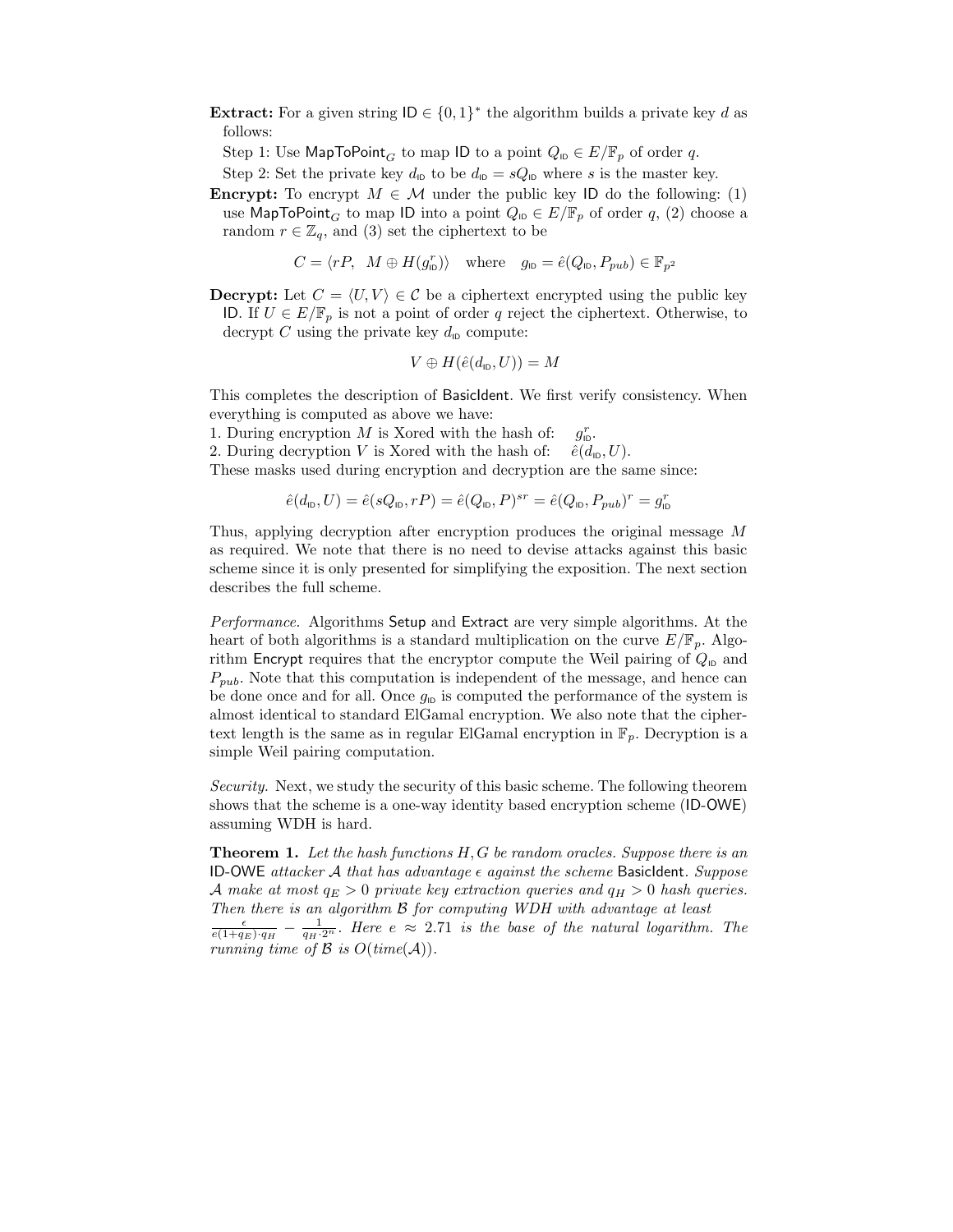**Extract:** For a given string $\mathsf{ID} \in \{0,1\}^*$ the algorithm builds a private key $d$ as follows:

Step 1: Use $\mathsf{MapToPoint}_G$ to map ID to a point $Q_{\mathsf{ID}} \in E/\mathbb{F}_p$ of order $q$.

Step 2: Set the private key $d_{\mathsf{ID}}$ to be $d_{\mathsf{ID}} = sQ_{\mathsf{ID}}$ where $s$ is the master key.

**Encrypt:** To encrypt $M \in \mathcal{M}$ under the public key ID do the following: (1) use $\mathsf{MapToPoint}_G$ to map ID into a point $Q_{\mathsf{ID}} \in E/\mathbb{F}_p$ of order $q$, (2) choose a random $r \in \mathbb{Z}_q$, and (3) set the ciphertext to be

$$C = \langle rP, \ \ M \oplus H(g_{\mathsf{ID}}^r) \rangle \quad \text{where} \quad g_{\mathsf{ID}} = \hat{e}(Q_{\mathsf{ID}}, P_{pub}) \in \mathbb{F}_{p^2}$$

**Decrypt:** Let $C = \langle U, V \rangle \in \mathcal{C}$ be a ciphertext encrypted using the public key ID. If $U \in E/\mathbb{F}_p$ is not a point of order $q$ reject the ciphertext. Otherwise, to decrypt $C$ using the private key $d_{\mathsf{ID}}$ compute:

$$V \oplus H(\hat{e}(d_{\mathsf{ID}}, U)) = M$$

This completes the description of BasicIdent. We first verify consistency. When everything is computed as above we have:

1. During encryption $M$ is Xored with the hash of: $\quad g_{\mathsf{ID}}^r$.
2. During decryption $V$ is Xored with the hash of: $\quad \hat{e}(d_{\mathsf{ID}}, U)$.

These masks used during encryption and decryption are the same since:

$$\hat{e}(d_{\mathsf{ID}}, U) = \hat{e}(sQ_{\mathsf{ID}}, rP) = \hat{e}(Q_{\mathsf{ID}}, P)^{sr} = \hat{e}(Q_{\mathsf{ID}}, P_{pub})^r = g_{\mathsf{ID}}^r$$

Thus, applying decryption after encryption produces the original message $M$ as required. We note that there is no need to devise attacks against this basic scheme since it is only presented for simplifying the exposition. The next section describes the full scheme.

*Performance.* Algorithms Setup and Extract are very simple algorithms. At the heart of both algorithms is a standard multiplication on the curve $E/\mathbb{F}_p$. Algorithm Encrypt requires that the encryptor compute the Weil pairing of $Q_{\mathsf{ID}}$ and $P_{pub}$. Note that this computation is independent of the message, and hence can be done once and for all. Once $g_{\mathsf{ID}}$ is computed the performance of the system is almost identical to standard ElGamal encryption. We also note that the ciphertext length is the same as in regular ElGamal encryption in $\mathbb{F}_p$. Decryption is a simple Weil pairing computation.

*Security.* Next, we study the security of this basic scheme. The following theorem shows that the scheme is a one-way identity based encryption scheme (ID-OWE) assuming WDH is hard.

**Theorem 1.** *Let the hash functions $H, G$ be random oracles. Suppose there is an* ID-OWE *attacker $\mathcal{A}$ that has advantage $\epsilon$ against the scheme* BasicIdent. *Suppose $\mathcal{A}$ make at most $q_E > 0$ private key extraction queries and $q_H > 0$ hash queries. Then there is an algorithm $\mathcal{B}$ for computing WDH with advantage at least $\frac{\epsilon}{e(1+q_E)\cdot q_H} - \frac{1}{q_H \cdot 2^n}$. Here $e \approx 2.71$ is the base of the natural logarithm. The running time of $\mathcal{B}$ is $O(time(\mathcal{A}))$.*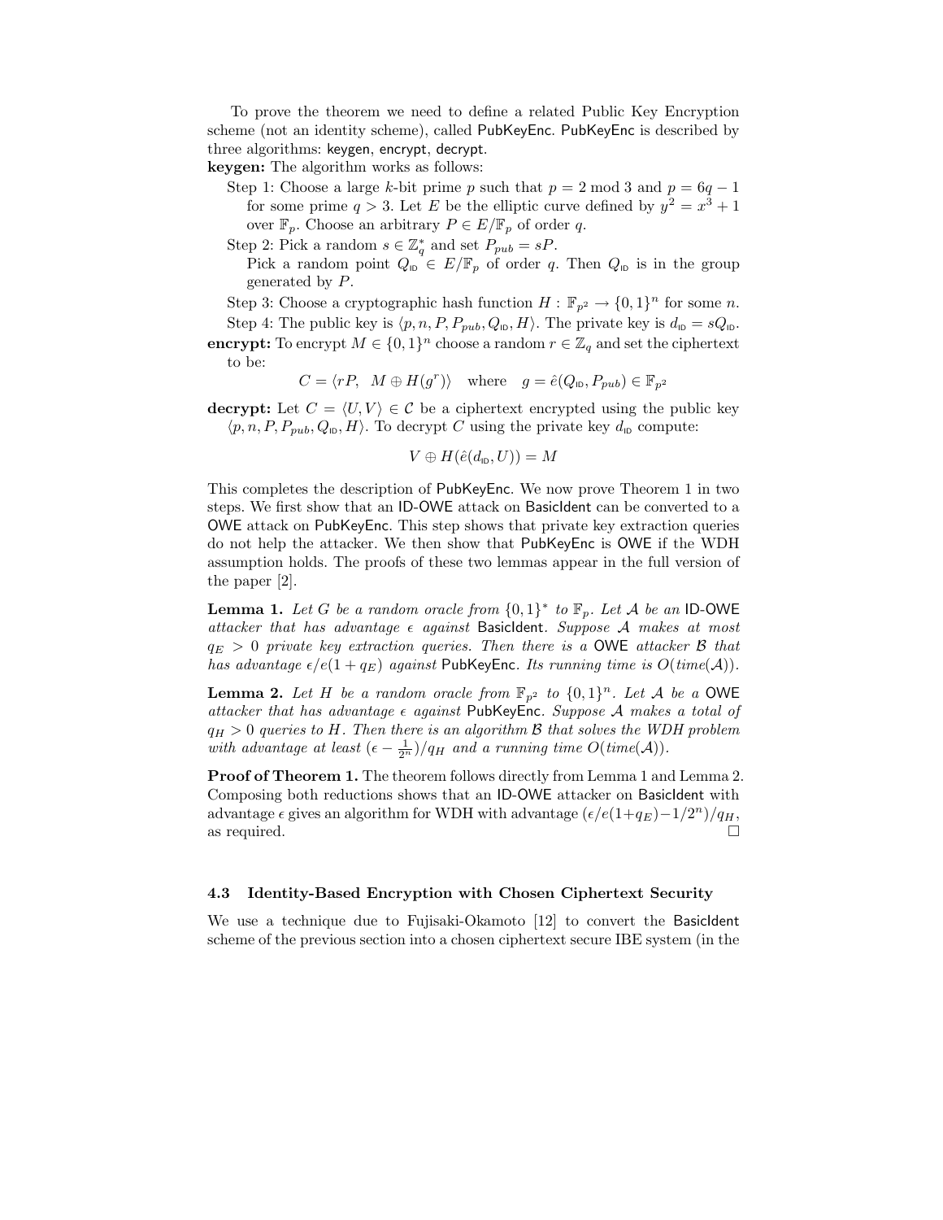To prove the theorem we need to define a related Public Key Encryption scheme (not an identity scheme), called PubKeyEnc. PubKeyEnc is described by three algorithms: keygen, encrypt, decrypt.

**keygen:** The algorithm works as follows:

Step 1: Choose a large $k$-bit prime $p$ such that $p = 2 \bmod 3$ and $p = 6q - 1$ for some prime $q > 3$. Let $E$ be the elliptic curve defined by $y^2 = x^3 + 1$ over $\mathbb{F}_p$. Choose an arbitrary $P \in E/\mathbb{F}_p$ of order $q$.

Step 2: Pick a random $s \in \mathbb{Z}_q^*$ and set $P_{pub} = sP$.
Pick a random point $Q_{\mathsf{ID}} \in E/\mathbb{F}_p$ of order $q$. Then $Q_{\mathsf{ID}}$ is in the group generated by $P$.

Step 3: Choose a cryptographic hash function $H : \mathbb{F}_{p^2} \to \{0,1\}^n$ for some $n$.

Step 4: The public key is $\langle p, n, P, P_{pub}, Q_{\mathsf{ID}}, H\rangle$. The private key is $d_{\mathsf{ID}} = sQ_{\mathsf{ID}}$.

**encrypt:** To encrypt $M \in \{0,1\}^n$ choose a random $r \in \mathbb{Z}_q$ and set the ciphertext to be:

$$C = \langle rP, \;\; M \oplus H(g^r)\rangle \quad \text{where} \quad g = \hat{e}(Q_{\mathsf{ID}}, P_{pub}) \in \mathbb{F}_{p^2}$$

**decrypt:** Let $C = \langle U, V\rangle \in \mathcal{C}$ be a ciphertext encrypted using the public key $\langle p, n, P, P_{pub}, Q_{\mathsf{ID}}, H\rangle$. To decrypt $C$ using the private key $d_{\mathsf{ID}}$ compute:

$$V \oplus H(\hat{e}(d_{\mathsf{ID}}, U)) = M$$

This completes the description of PubKeyEnc. We now prove Theorem 1 in two steps. We first show that an ID-OWE attack on BasicIdent can be converted to a OWE attack on PubKeyEnc. This step shows that private key extraction queries do not help the attacker. We then show that PubKeyEnc is OWE if the WDH assumption holds. The proofs of these two lemmas appear in the full version of the paper [2].

**Lemma 1.** *Let $G$ be a random oracle from $\{0,1\}^*$ to $\mathbb{F}_p$. Let $\mathcal{A}$ be an* ID-OWE *attacker that has advantage $\epsilon$ against* BasicIdent*. Suppose $\mathcal{A}$ makes at most $q_E > 0$ private key extraction queries. Then there is a* OWE *attacker $\mathcal{B}$ that has advantage $\epsilon/e(1 + q_E)$ against* PubKeyEnc*. Its running time is $O(time(\mathcal{A}))$.*

**Lemma 2.** *Let $H$ be a random oracle from $\mathbb{F}_{p^2}$ to $\{0,1\}^n$. Let $\mathcal{A}$ be a* OWE *attacker that has advantage $\epsilon$ against* PubKeyEnc*. Suppose $\mathcal{A}$ makes a total of $q_H > 0$ queries to $H$. Then there is an algorithm $\mathcal{B}$ that solves the WDH problem with advantage at least $(\epsilon - \frac{1}{2^n})/q_H$ and a running time $O(time(\mathcal{A}))$.*

**Proof of Theorem 1.** The theorem follows directly from Lemma 1 and Lemma 2. Composing both reductions shows that an ID-OWE attacker on BasicIdent with advantage $\epsilon$ gives an algorithm for WDH with advantage $(\epsilon/e(1+q_E) - 1/2^n)/q_H$, as required. □

### 4.3 Identity-Based Encryption with Chosen Ciphertext Security

We use a technique due to Fujisaki-Okamoto [12] to convert the BasicIdent scheme of the previous section into a chosen ciphertext secure IBE system (in the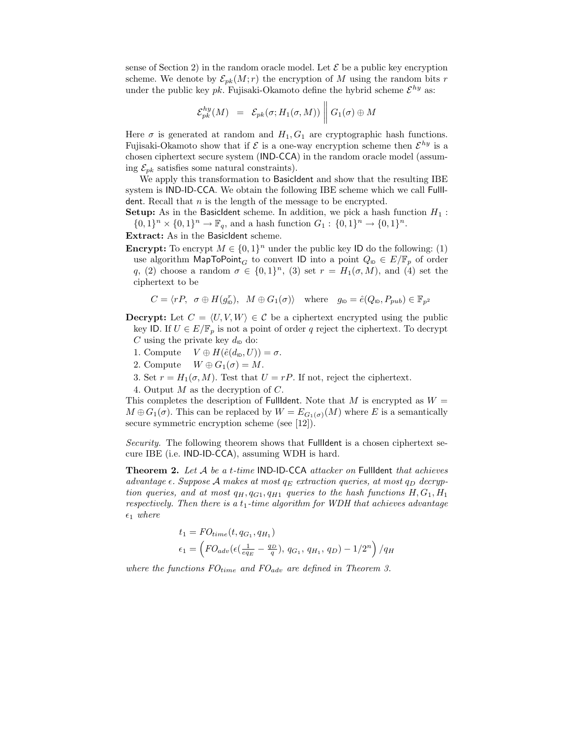sense of Section 2) in the random oracle model. Let $\mathcal{E}$ be a public key encryption scheme. We denote by $\mathcal{E}_{pk}(M;r)$ the encryption of $M$ using the random bits $r$ under the public key $pk$. Fujisaki-Okamoto define the hybrid scheme $\mathcal{E}^{hy}$ as:

$$\mathcal{E}^{hy}_{pk}(M) \;=\; \mathcal{E}_{pk}(\sigma; H_1(\sigma, M)) \;\Big\|\; G_1(\sigma) \oplus M$$

Here $\sigma$ is generated at random and $H_1, G_1$ are cryptographic hash functions. Fujisaki-Okamoto show that if $\mathcal{E}$ is a one-way encryption scheme then $\mathcal{E}^{hy}$ is a chosen ciphertext secure system (IND-CCA) in the random oracle model (assuming $\mathcal{E}_{pk}$ satisfies some natural constraints).

We apply this transformation to BasicIdent and show that the resulting IBE system is IND-ID-CCA. We obtain the following IBE scheme which we call FullIdent. Recall that $n$ is the length of the message to be encrypted.

**Setup:** As in the BasicIdent scheme. In addition, we pick a hash function $H_1 : \{0,1\}^n \times \{0,1\}^n \to \mathbb{F}_q$, and a hash function $G_1 : \{0,1\}^n \to \{0,1\}^n$.

**Extract:** As in the BasicIdent scheme.

**Encrypt:** To encrypt $M \in \{0,1\}^n$ under the public key ID do the following: (1) use algorithm $\mathsf{MapToPoint}_G$ to convert ID into a point $Q_{\mathsf{ID}} \in E/\mathbb{F}_p$ of order $q$, (2) choose a random $\sigma \in \{0,1\}^n$, (3) set $r = H_1(\sigma, M)$, and (4) set the ciphertext to be

$$C = \langle rP,\;\; \sigma \oplus H(g^r_{\mathsf{ID}}),\;\; M \oplus G_1(\sigma) \rangle \quad \text{where} \quad g_{\mathsf{ID}} = \hat{e}(Q_{\mathsf{ID}}, P_{pub}) \in \mathbb{F}_{p^2}$$

**Decrypt:** Let $C = \langle U, V, W \rangle \in \mathcal{C}$ be a ciphertext encrypted using the public key ID. If $U \in E/\mathbb{F}_p$ is not a point of order $q$ reject the ciphertext. To decrypt $C$ using the private key $d_{\mathsf{ID}}$ do:

1. Compute $\quad V \oplus H(\hat{e}(d_{\mathsf{ID}}, U)) = \sigma$.
2. Compute $\quad W \oplus G_1(\sigma) = M$.
3. Set $r = H_1(\sigma, M)$. Test that $U = rP$. If not, reject the ciphertext.
4. Output $M$ as the decryption of $C$.

This completes the description of FullIdent. Note that $M$ is encrypted as $W = M \oplus G_1(\sigma)$. This can be replaced by $W = E_{G_1(\sigma)}(M)$ where $E$ is a semantically secure symmetric encryption scheme (see [12]).

*Security.* The following theorem shows that FullIdent is a chosen ciphertext secure IBE (i.e. IND-ID-CCA), assuming WDH is hard.

**Theorem 2.** *Let $\mathcal{A}$ be a $t$-time IND-ID-CCA attacker on FullIdent that achieves advantage $\epsilon$. Suppose $\mathcal{A}$ makes at most $q_E$ extraction queries, at most $q_D$ decryption queries, and at most $q_H, q_{G1}, q_{H1}$ queries to the hash functions $H, G_1, H_1$ respectively. Then there is a $t_1$-time algorithm for WDH that achieves advantage $\epsilon_1$ where*

$$t_1 = FO_{time}(t, q_{G_1}, q_{H_1})$$
$$\epsilon_1 = \left( FO_{adv}(\epsilon(\tfrac{1}{eq_E} - \tfrac{q_D}{q}),\, q_{G_1},\, q_{H_1},\, q_D) - 1/2^n \right) / q_H$$

*where the functions $FO_{time}$ and $FO_{adv}$ are defined in Theorem 3.*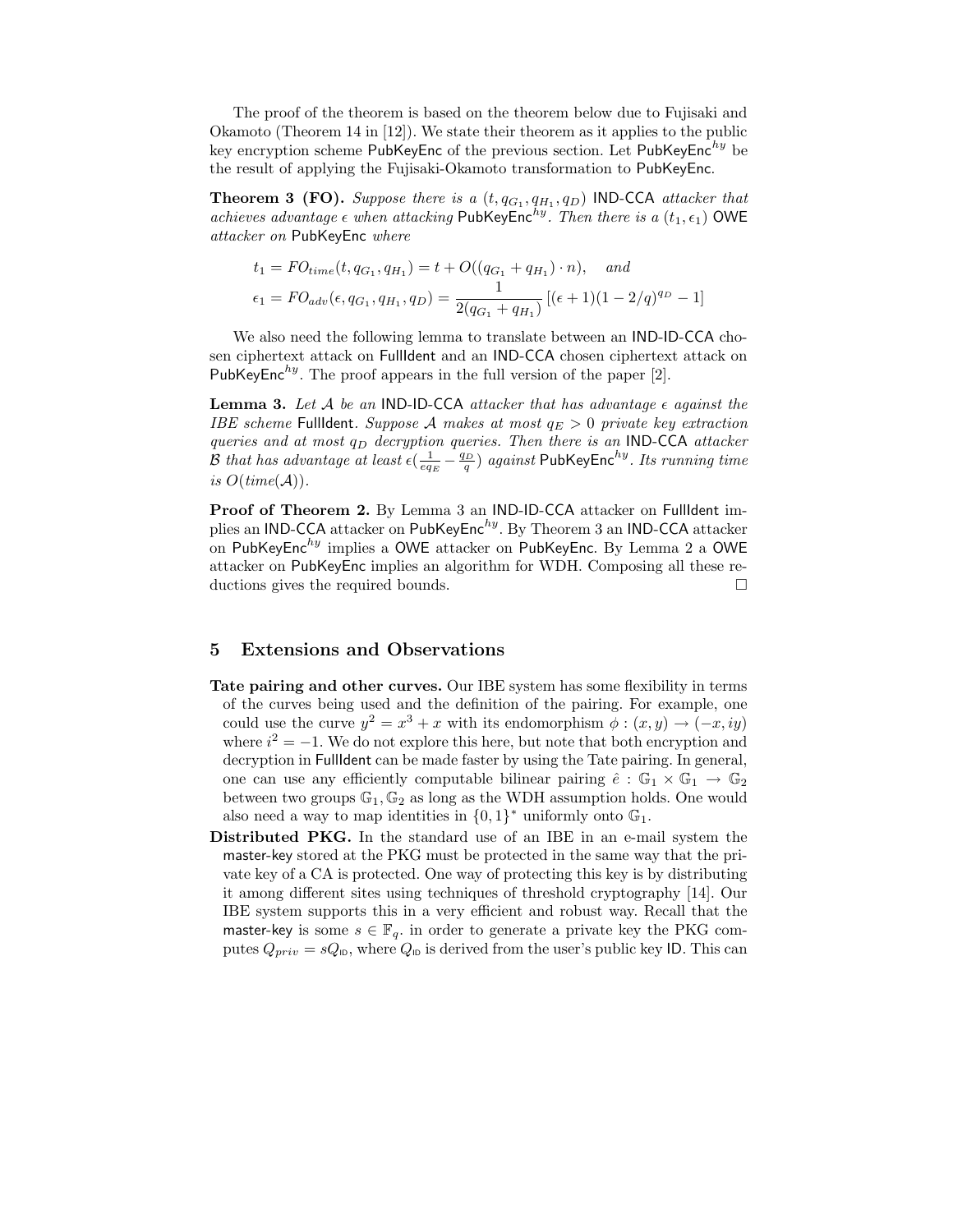The proof of the theorem is based on the theorem below due to Fujisaki and Okamoto (Theorem 14 in [12]). We state their theorem as it applies to the public key encryption scheme PubKeyEnc of the previous section. Let $\mathsf{PubKeyEnc}^{hy}$ be the result of applying the Fujisaki-Okamoto transformation to PubKeyEnc.

**Theorem 3 (FO).** *Suppose there is a $(t, q_{G_1}, q_{H_1}, q_D)$ IND-CCA attacker that achieves advantage $\epsilon$ when attacking $\mathsf{PubKeyEnc}^{hy}$. Then there is a $(t_1, \epsilon_1)$ OWE attacker on PubKeyEnc where*

$$t_1 = FO_{time}(t, q_{G_1}, q_{H_1}) = t + O((q_{G_1} + q_{H_1}) \cdot n), \quad \text{and}$$

$$\epsilon_1 = FO_{adv}(\epsilon, q_{G_1}, q_{H_1}, q_D) = \frac{1}{2(q_{G_1} + q_{H_1})}\left[(\epsilon + 1)(1 - 2/q)^{q_D} - 1\right]$$

We also need the following lemma to translate between an IND-ID-CCA chosen ciphertext attack on FullIdent and an IND-CCA chosen ciphertext attack on $\mathsf{PubKeyEnc}^{hy}$. The proof appears in the full version of the paper [2].

**Lemma 3.** *Let $\mathcal{A}$ be an IND-ID-CCA attacker that has advantage $\epsilon$ against the IBE scheme FullIdent. Suppose $\mathcal{A}$ makes at most $q_E > 0$ private key extraction queries and at most $q_D$ decryption queries. Then there is an IND-CCA attacker $\mathcal{B}$ that has advantage at least $\epsilon(\frac{1}{eq_E} - \frac{q_D}{q})$ against $\mathsf{PubKeyEnc}^{hy}$. Its running time is $O(time(\mathcal{A}))$.*

**Proof of Theorem 2.** By Lemma 3 an IND-ID-CCA attacker on FullIdent implies an IND-CCA attacker on $\mathsf{PubKeyEnc}^{hy}$. By Theorem 3 an IND-CCA attacker on $\mathsf{PubKeyEnc}^{hy}$ implies a OWE attacker on PubKeyEnc. By Lemma 2 a OWE attacker on PubKeyEnc implies an algorithm for WDH. Composing all these reductions gives the required bounds. □

## 5 Extensions and Observations

**Tate pairing and other curves.** Our IBE system has some flexibility in terms of the curves being used and the definition of the pairing. For example, one could use the curve $y^2 = x^3 + x$ with its endomorphism $\phi : (x, y) \to (-x, iy)$ where $i^2 = -1$. We do not explore this here, but note that both encryption and decryption in FullIdent can be made faster by using the Tate pairing. In general, one can use any efficiently computable bilinear pairing $\hat{e} : \mathbb{G}_1 \times \mathbb{G}_1 \to \mathbb{G}_2$ between two groups $\mathbb{G}_1, \mathbb{G}_2$ as long as the WDH assumption holds. One would also need a way to map identities in $\{0,1\}^*$ uniformly onto $\mathbb{G}_1$.

**Distributed PKG.** In the standard use of an IBE in an e-mail system the master-key stored at the PKG must be protected in the same way that the private key of a CA is protected. One way of protecting this key is by distributing it among different sites using techniques of threshold cryptography [14]. Our IBE system supports this in a very efficient and robust way. Recall that the master-key is some $s \in \mathbb{F}_q$. in order to generate a private key the PKG computes $Q_{priv} = sQ_{\mathsf{ID}}$, where $Q_{\mathsf{ID}}$ is derived from the user's public key ID. This can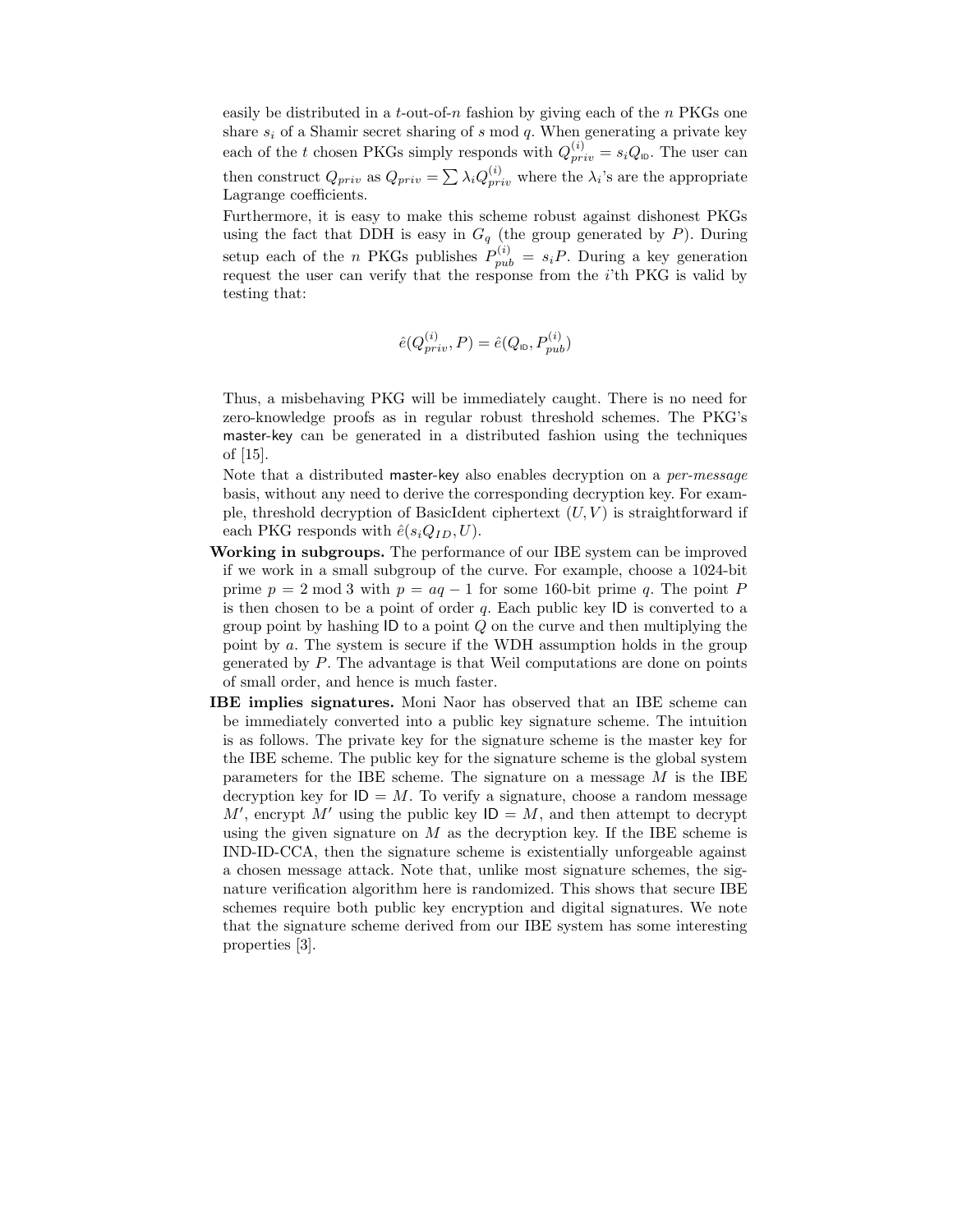easily be distributed in a $t$-out-of-$n$ fashion by giving each of the $n$ PKGs one share $s_i$ of a Shamir secret sharing of $s \bmod q$. When generating a private key each of the $t$ chosen PKGs simply responds with $Q^{(i)}_{priv} = s_i Q_{\mathsf{ID}}$. The user can then construct $Q_{priv}$ as $Q_{priv} = \sum \lambda_i Q^{(i)}_{priv}$ where the $\lambda_i$'s are the appropriate Lagrange coefficients.

Furthermore, it is easy to make this scheme robust against dishonest PKGs using the fact that DDH is easy in $G_q$ (the group generated by $P$). During setup each of the $n$ PKGs publishes $P^{(i)}_{pub} = s_i P$. During a key generation request the user can verify that the response from the $i$'th PKG is valid by testing that:

$$\hat{e}(Q^{(i)}_{priv}, P) = \hat{e}(Q_{\mathsf{ID}}, P^{(i)}_{pub})$$

Thus, a misbehaving PKG will be immediately caught. There is no need for zero-knowledge proofs as in regular robust threshold schemes. The PKG's master-key can be generated in a distributed fashion using the techniques of [15].

Note that a distributed master-key also enables decryption on a *per-message* basis, without any need to derive the corresponding decryption key. For example, threshold decryption of BasicIdent ciphertext $(U, V)$ is straightforward if each PKG responds with $\hat{e}(s_i Q_{ID}, U)$.

**Working in subgroups.** The performance of our IBE system can be improved if we work in a small subgroup of the curve. For example, choose a 1024-bit prime $p = 2 \bmod 3$ with $p = aq - 1$ for some 160-bit prime $q$. The point $P$ is then chosen to be a point of order $q$. Each public key ID is converted to a group point by hashing ID to a point $Q$ on the curve and then multiplying the point by $a$. The system is secure if the WDH assumption holds in the group generated by $P$. The advantage is that Weil computations are done on points of small order, and hence is much faster.

**IBE implies signatures.** Moni Naor has observed that an IBE scheme can be immediately converted into a public key signature scheme. The intuition is as follows. The private key for the signature scheme is the master key for the IBE scheme. The public key for the signature scheme is the global system parameters for the IBE scheme. The signature on a message $M$ is the IBE decryption key for $\mathsf{ID} = M$. To verify a signature, choose a random message $M'$, encrypt $M'$ using the public key $\mathsf{ID} = M$, and then attempt to decrypt using the given signature on $M$ as the decryption key. If the IBE scheme is IND-ID-CCA, then the signature scheme is existentially unforgeable against a chosen message attack. Note that, unlike most signature schemes, the signature verification algorithm here is randomized. This shows that secure IBE schemes require both public key encryption and digital signatures. We note that the signature scheme derived from our IBE system has some interesting properties [3].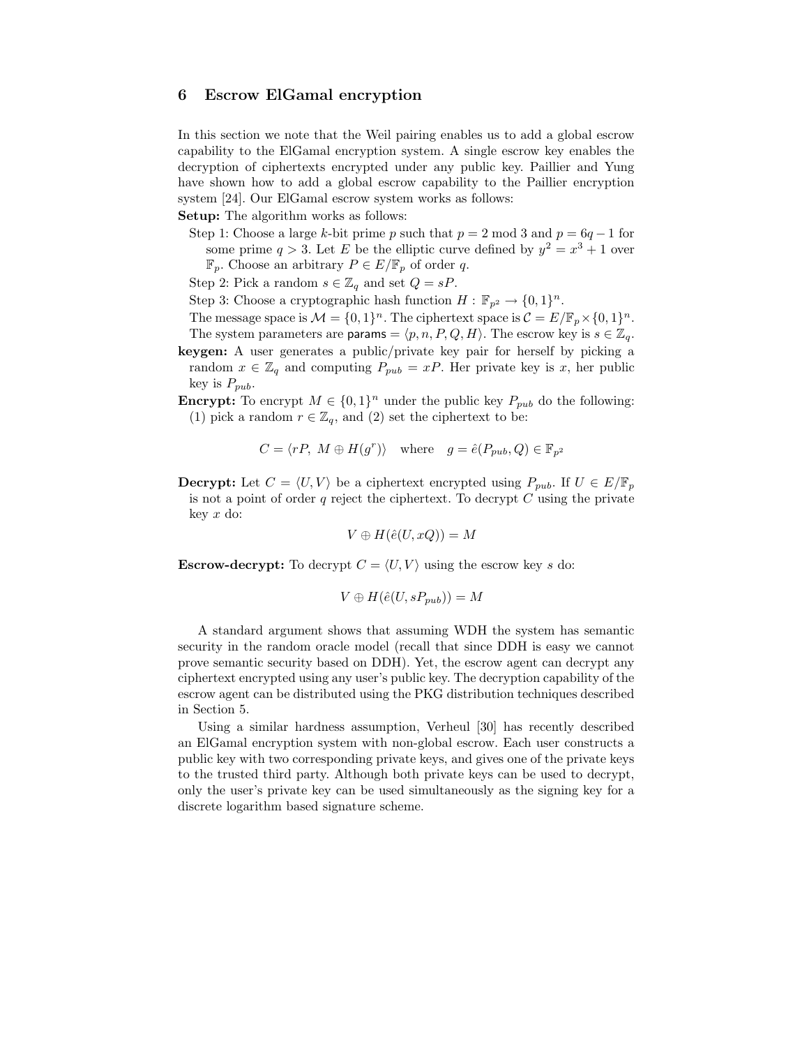## 6 Escrow ElGamal encryption

In this section we note that the Weil pairing enables us to add a global escrow capability to the ElGamal encryption system. A single escrow key enables the decryption of ciphertexts encrypted under any public key. Paillier and Yung have shown how to add a global escrow capability to the Paillier encryption system [24]. Our ElGamal escrow system works as follows:

**Setup:** The algorithm works as follows:

Step 1: Choose a large $k$-bit prime $p$ such that $p = 2 \bmod 3$ and $p = 6q - 1$ for some prime $q > 3$. Let $E$ be the elliptic curve defined by $y^2 = x^3 + 1$ over $\mathbb{F}_p$. Choose an arbitrary $P \in E/\mathbb{F}_p$ of order $q$.

Step 2: Pick a random $s \in \mathbb{Z}_q$ and set $Q = sP$.

Step 3: Choose a cryptographic hash function $H : \mathbb{F}_{p^2} \to \{0,1\}^n$.

The message space is $\mathcal{M} = \{0,1\}^n$. The ciphertext space is $\mathcal{C} = E/\mathbb{F}_p \times \{0,1\}^n$. The system parameters are $\mathsf{params} = \langle p, n, P, Q, H \rangle$. The escrow key is $s \in \mathbb{Z}_q$.

**keygen:** A user generates a public/private key pair for herself by picking a random $x \in \mathbb{Z}_q$ and computing $P_{pub} = xP$. Her private key is $x$, her public key is $P_{pub}$.

**Encrypt:** To encrypt $M \in \{0,1\}^n$ under the public key $P_{pub}$ do the following: (1) pick a random $r \in \mathbb{Z}_q$, and (2) set the ciphertext to be:

$$C = \langle rP,\ M \oplus H(g^r) \rangle \quad \text{where} \quad g = \hat{e}(P_{pub}, Q) \in \mathbb{F}_{p^2}$$

**Decrypt:** Let $C = \langle U, V \rangle$ be a ciphertext encrypted using $P_{pub}$. If $U \in E/\mathbb{F}_p$ is not a point of order $q$ reject the ciphertext. To decrypt $C$ using the private key $x$ do:

$$V \oplus H(\hat{e}(U, xQ)) = M$$

**Escrow-decrypt:** To decrypt $C = \langle U, V \rangle$ using the escrow key $s$ do:

$$V \oplus H(\hat{e}(U, sP_{pub})) = M$$

A standard argument shows that assuming WDH the system has semantic security in the random oracle model (recall that since DDH is easy we cannot prove semantic security based on DDH). Yet, the escrow agent can decrypt any ciphertext encrypted using any user's public key. The decryption capability of the escrow agent can be distributed using the PKG distribution techniques described in Section 5.

Using a similar hardness assumption, Verheul [30] has recently described an ElGamal encryption system with non-global escrow. Each user constructs a public key with two corresponding private keys, and gives one of the private keys to the trusted third party. Although both private keys can be used to decrypt, only the user's private key can be used simultaneously as the signing key for a discrete logarithm based signature scheme.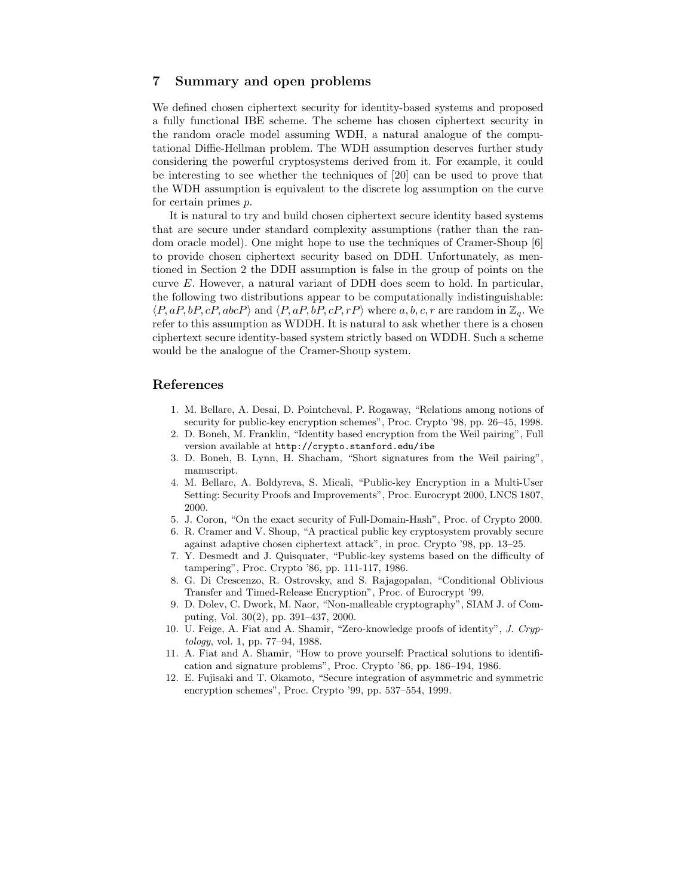## 7 Summary and open problems

We defined chosen ciphertext security for identity-based systems and proposed a fully functional IBE scheme. The scheme has chosen ciphertext security in the random oracle model assuming WDH, a natural analogue of the computational Diffie-Hellman problem. The WDH assumption deserves further study considering the powerful cryptosystems derived from it. For example, it could be interesting to see whether the techniques of [20] can be used to prove that the WDH assumption is equivalent to the discrete log assumption on the curve for certain primes $p$.

It is natural to try and build chosen ciphertext secure identity based systems that are secure under standard complexity assumptions (rather than the random oracle model). One might hope to use the techniques of Cramer-Shoup [6] to provide chosen ciphertext security based on DDH. Unfortunately, as mentioned in Section 2 the DDH assumption is false in the group of points on the curve $E$. However, a natural variant of DDH does seem to hold. In particular, the following two distributions appear to be computationally indistinguishable: $\langle P, aP, bP, cP, abcP \rangle$ and $\langle P, aP, bP, cP, rP \rangle$ where $a, b, c, r$ are random in $\mathbb{Z}_q$. We refer to this assumption as WDDH. It is natural to ask whether there is a chosen ciphertext secure identity-based system strictly based on WDDH. Such a scheme would be the analogue of the Cramer-Shoup system.

## References

1. M. Bellare, A. Desai, D. Pointcheval, P. Rogaway, "Relations among notions of security for public-key encryption schemes", Proc. Crypto '98, pp. 26–45, 1998.
2. D. Boneh, M. Franklin, "Identity based encryption from the Weil pairing", Full version available at `http://crypto.stanford.edu/ibe`
3. D. Boneh, B. Lynn, H. Shacham, "Short signatures from the Weil pairing", manuscript.
4. M. Bellare, A. Boldyreva, S. Micali, "Public-key Encryption in a Multi-User Setting: Security Proofs and Improvements", Proc. Eurocrypt 2000, LNCS 1807, 2000.
5. J. Coron, "On the exact security of Full-Domain-Hash", Proc. of Crypto 2000.
6. R. Cramer and V. Shoup, "A practical public key cryptosystem provably secure against adaptive chosen ciphertext attack", in proc. Crypto '98, pp. 13–25.
7. Y. Desmedt and J. Quisquater, "Public-key systems based on the difficulty of tampering", Proc. Crypto '86, pp. 111-117, 1986.
8. G. Di Crescenzo, R. Ostrovsky, and S. Rajagopalan, "Conditional Oblivious Transfer and Timed-Release Encryption", Proc. of Eurocrypt '99.
9. D. Dolev, C. Dwork, M. Naor, "Non-malleable cryptography", SIAM J. of Computing, Vol. 30(2), pp. 391–437, 2000.
10. U. Feige, A. Fiat and A. Shamir, "Zero-knowledge proofs of identity", *J. Cryptology*, vol. 1, pp. 77–94, 1988.
11. A. Fiat and A. Shamir, "How to prove yourself: Practical solutions to identification and signature problems", Proc. Crypto '86, pp. 186–194, 1986.
12. E. Fujisaki and T. Okamoto, "Secure integration of asymmetric and symmetric encryption schemes", Proc. Crypto '99, pp. 537–554, 1999.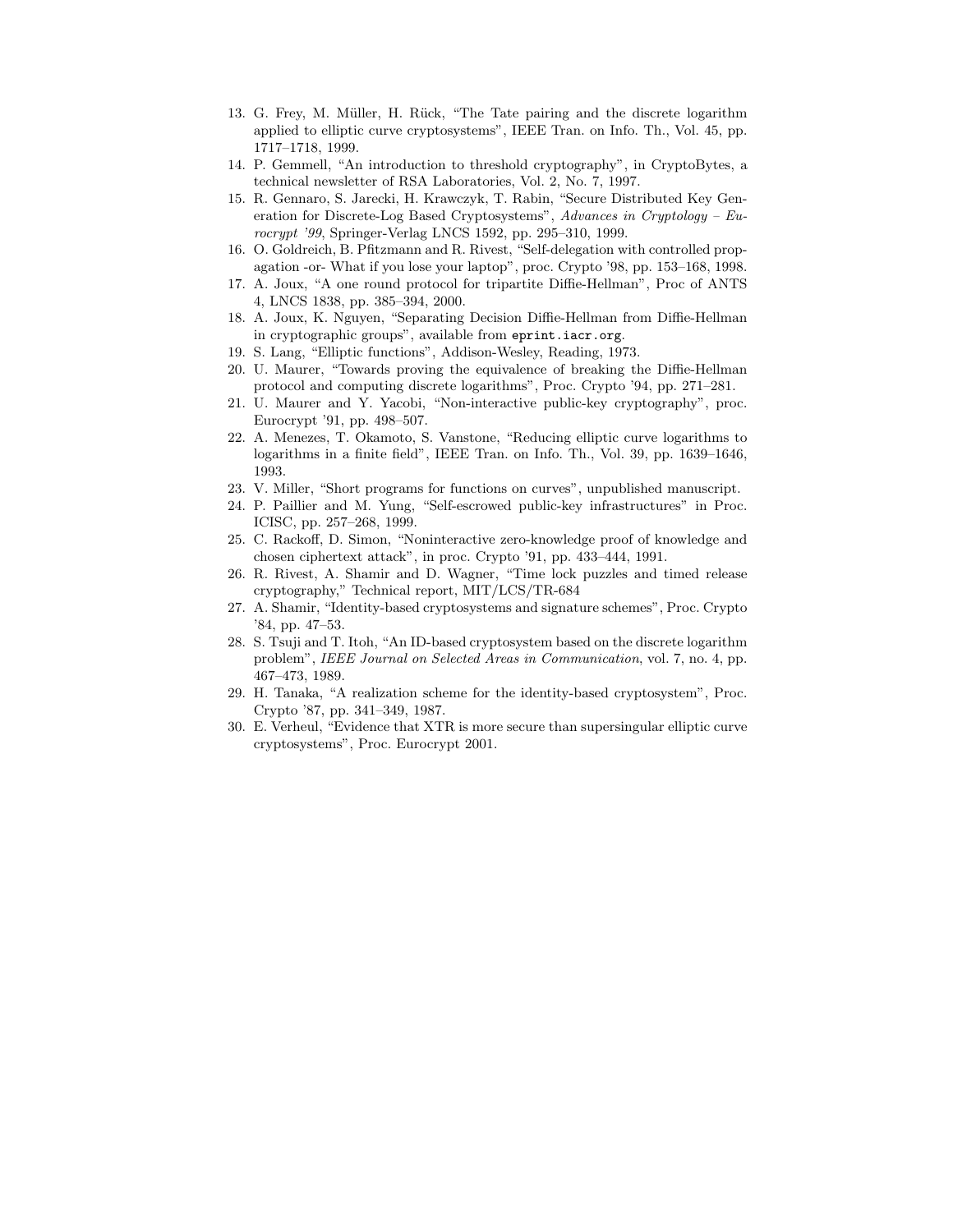13. G. Frey, M. Müller, H. Rück, "The Tate pairing and the discrete logarithm applied to elliptic curve cryptosystems", IEEE Tran. on Info. Th., Vol. 45, pp. 1717–1718, 1999.
14. P. Gemmell, "An introduction to threshold cryptography", in CryptoBytes, a technical newsletter of RSA Laboratories, Vol. 2, No. 7, 1997.
15. R. Gennaro, S. Jarecki, H. Krawczyk, T. Rabin, "Secure Distributed Key Generation for Discrete-Log Based Cryptosystems", *Advances in Cryptology – Eurocrypt '99*, Springer-Verlag LNCS 1592, pp. 295–310, 1999.
16. O. Goldreich, B. Pfitzmann and R. Rivest, "Self-delegation with controlled propagation -or- What if you lose your laptop", proc. Crypto '98, pp. 153–168, 1998.
17. A. Joux, "A one round protocol for tripartite Diffie-Hellman", Proc of ANTS 4, LNCS 1838, pp. 385–394, 2000.
18. A. Joux, K. Nguyen, "Separating Decision Diffie-Hellman from Diffie-Hellman in cryptographic groups", available from `eprint.iacr.org`.
19. S. Lang, "Elliptic functions", Addison-Wesley, Reading, 1973.
20. U. Maurer, "Towards proving the equivalence of breaking the Diffie-Hellman protocol and computing discrete logarithms", Proc. Crypto '94, pp. 271–281.
21. U. Maurer and Y. Yacobi, "Non-interactive public-key cryptography", proc. Eurocrypt '91, pp. 498–507.
22. A. Menezes, T. Okamoto, S. Vanstone, "Reducing elliptic curve logarithms to logarithms in a finite field", IEEE Tran. on Info. Th., Vol. 39, pp. 1639–1646, 1993.
23. V. Miller, "Short programs for functions on curves", unpublished manuscript.
24. P. Paillier and M. Yung, "Self-escrowed public-key infrastructures" in Proc. ICISC, pp. 257–268, 1999.
25. C. Rackoff, D. Simon, "Noninteractive zero-knowledge proof of knowledge and chosen ciphertext attack", in proc. Crypto '91, pp. 433–444, 1991.
26. R. Rivest, A. Shamir and D. Wagner, "Time lock puzzles and timed release cryptography," Technical report, MIT/LCS/TR-684
27. A. Shamir, "Identity-based cryptosystems and signature schemes", Proc. Crypto '84, pp. 47–53.
28. S. Tsuji and T. Itoh, "An ID-based cryptosystem based on the discrete logarithm problem", *IEEE Journal on Selected Areas in Communication*, vol. 7, no. 4, pp. 467–473, 1989.
29. H. Tanaka, "A realization scheme for the identity-based cryptosystem", Proc. Crypto '87, pp. 341–349, 1987.
30. E. Verheul, "Evidence that XTR is more secure than supersingular elliptic curve cryptosystems", Proc. Eurocrypt 2001.